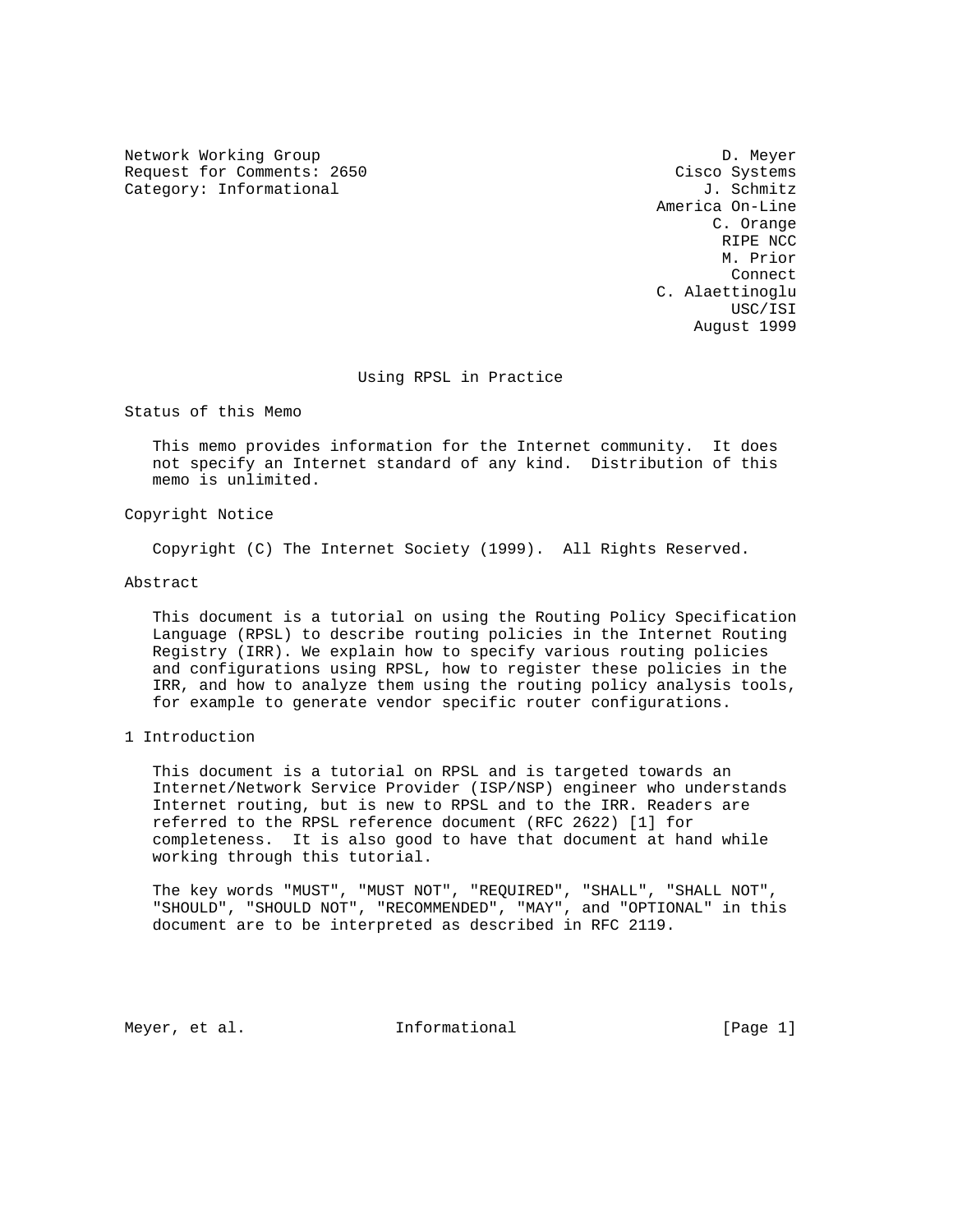Network Working Group D. Meyer
Request for Comments: 2650 Cisco Systems
Category: Informational J. Schmitz
America On-Line
C. Orange
RIPE NCC
M. Prior
Connect
C. Alaettinoglu
USC/ISI
August 1999

# Using RPSL in Practice

## Status of this Memo

This memo provides information for the Internet community. It does not specify an Internet standard of any kind. Distribution of this memo is unlimited.

## Copyright Notice

Copyright (C) The Internet Society (1999). All Rights Reserved.

## Abstract

This document is a tutorial on using the Routing Policy Specification Language (RPSL) to describe routing policies in the Internet Routing Registry (IRR). We explain how to specify various routing policies and configurations using RPSL, how to register these policies in the IRR, and how to analyze them using the routing policy analysis tools, for example to generate vendor specific router configurations.

## 1 Introduction

This document is a tutorial on RPSL and is targeted towards an Internet/Network Service Provider (ISP/NSP) engineer who understands Internet routing, but is new to RPSL and to the IRR. Readers are referred to the RPSL reference document (RFC 2622) [1] for completeness. It is also good to have that document at hand while working through this tutorial.

The key words "MUST", "MUST NOT", "REQUIRED", "SHALL", "SHALL NOT", "SHOULD", "SHOULD NOT", "RECOMMENDED", "MAY", and "OPTIONAL" in this document are to be interpreted as described in RFC 2119.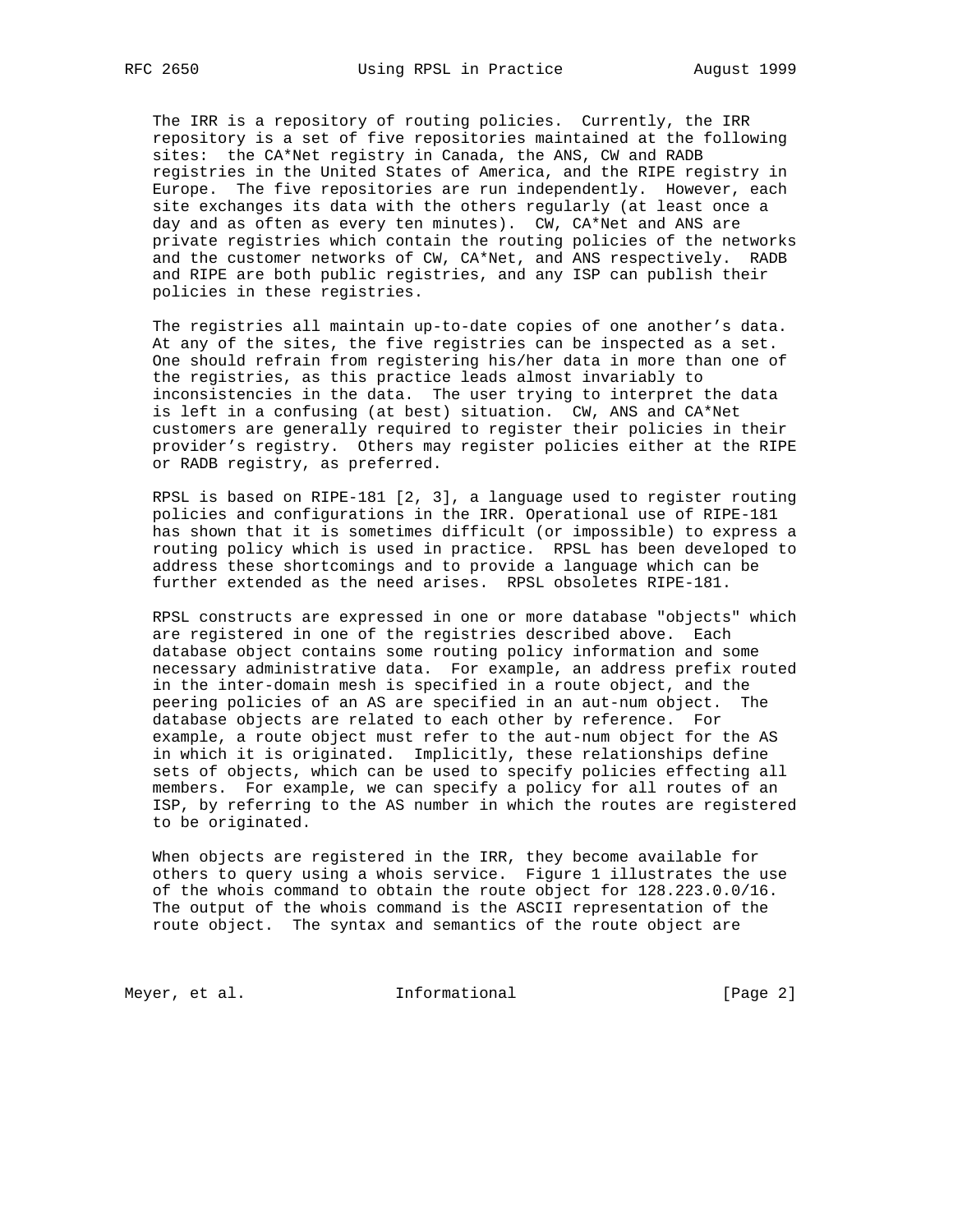The IRR is a repository of routing policies. Currently, the IRR repository is a set of five repositories maintained at the following sites: the CA*Net registry in Canada, the ANS, CW and RADB registries in the United States of America, and the RIPE registry in Europe. The five repositories are run independently. However, each site exchanges its data with the others regularly (at least once a day and as often as every ten minutes). CW, CA*Net and ANS are private registries which contain the routing policies of the networks and the customer networks of CW, CA*Net, and ANS respectively. RADB and RIPE are both public registries, and any ISP can publish their policies in these registries.

The registries all maintain up-to-date copies of one another's data. At any of the sites, the five registries can be inspected as a set. One should refrain from registering his/her data in more than one of the registries, as this practice leads almost invariably to inconsistencies in the data. The user trying to interpret the data is left in a confusing (at best) situation. CW, ANS and CA*Net customers are generally required to register their policies in their provider's registry. Others may register policies either at the RIPE or RADB registry, as preferred.

RPSL is based on RIPE-181 [2, 3], a language used to register routing policies and configurations in the IRR. Operational use of RIPE-181 has shown that it is sometimes difficult (or impossible) to express a routing policy which is used in practice. RPSL has been developed to address these shortcomings and to provide a language which can be further extended as the need arises. RPSL obsoletes RIPE-181.

RPSL constructs are expressed in one or more database "objects" which are registered in one of the registries described above. Each database object contains some routing policy information and some necessary administrative data. For example, an address prefix routed in the inter-domain mesh is specified in a route object, and the peering policies of an AS are specified in an aut-num object. The database objects are related to each other by reference. For example, a route object must refer to the aut-num object for the AS in which it is originated. Implicitly, these relationships define sets of objects, which can be used to specify policies effecting all members. For example, we can specify a policy for all routes of an ISP, by referring to the AS number in which the routes are registered to be originated.

When objects are registered in the IRR, they become available for others to query using a whois service. Figure 1 illustrates the use of the whois command to obtain the route object for 128.223.0.0/16. The output of the whois command is the ASCII representation of the route object. The syntax and semantics of the route object are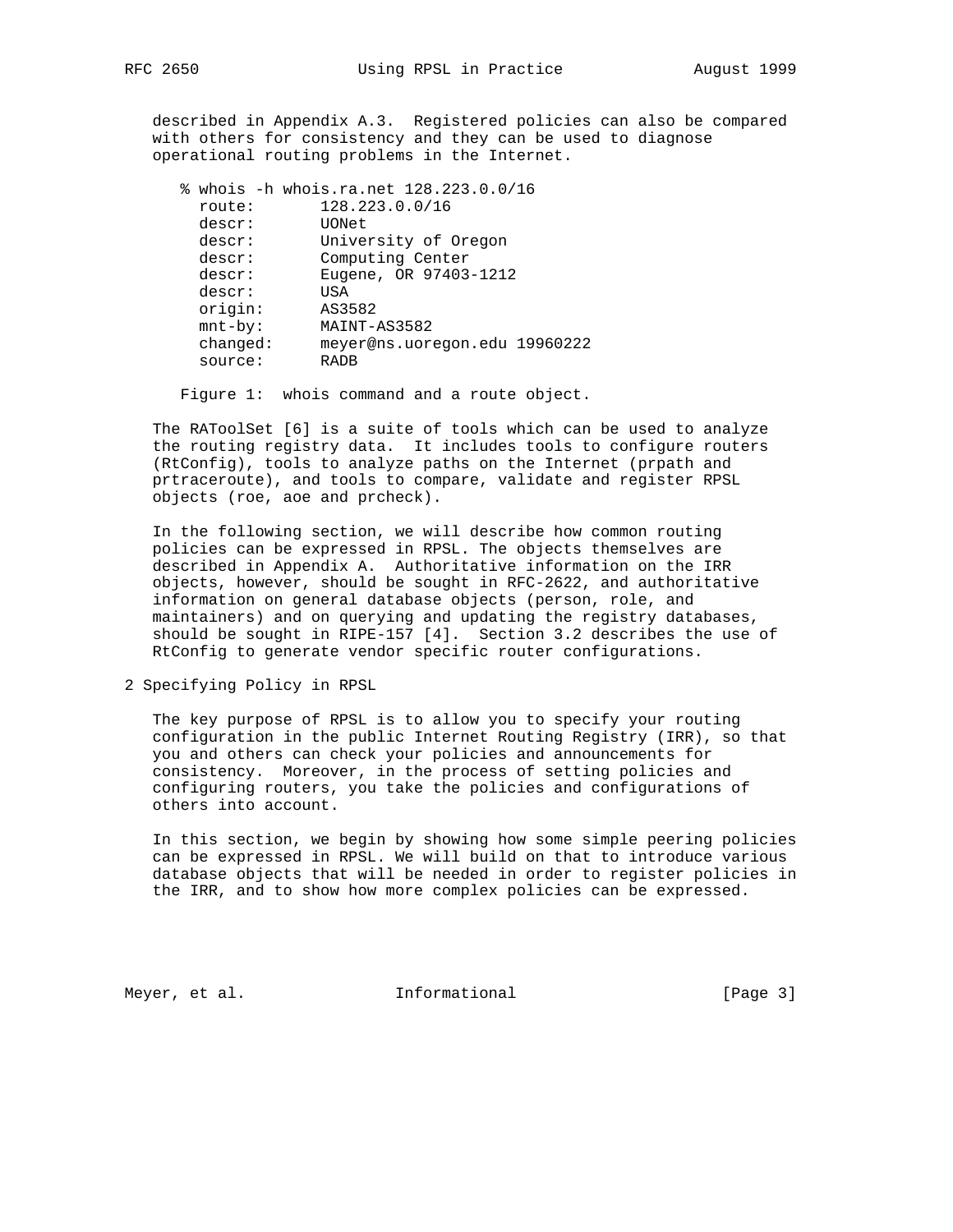described in Appendix A.3. Registered policies can also be compared with others for consistency and they can be used to diagnose operational routing problems in the Internet.

```
% whois -h whois.ra.net 128.223.0.0/16
  route:       128.223.0.0/16
  descr:       UONet
  descr:       University of Oregon
  descr:       Computing Center
  descr:       Eugene, OR 97403-1212
  descr:       USA
  origin:      AS3582
  mnt-by:      MAINT-AS3582
  changed:     meyer@ns.uoregon.edu 19960222
  source:      RADB
```

Figure 1: whois command and a route object.

The RAToolSet [6] is a suite of tools which can be used to analyze the routing registry data. It includes tools to configure routers (RtConfig), tools to analyze paths on the Internet (prpath and prtraceroute), and tools to compare, validate and register RPSL objects (roe, aoe and prcheck).

In the following section, we will describe how common routing policies can be expressed in RPSL. The objects themselves are described in Appendix A. Authoritative information on the IRR objects, however, should be sought in RFC-2622, and authoritative information on general database objects (person, role, and maintainers) and on querying and updating the registry databases, should be sought in RIPE-157 [4]. Section 3.2 describes the use of RtConfig to generate vendor specific router configurations.

# 2 Specifying Policy in RPSL

The key purpose of RPSL is to allow you to specify your routing configuration in the public Internet Routing Registry (IRR), so that you and others can check your policies and announcements for consistency. Moreover, in the process of setting policies and configuring routers, you take the policies and configurations of others into account.

In this section, we begin by showing how some simple peering policies can be expressed in RPSL. We will build on that to introduce various database objects that will be needed in order to register policies in the IRR, and to show how more complex policies can be expressed.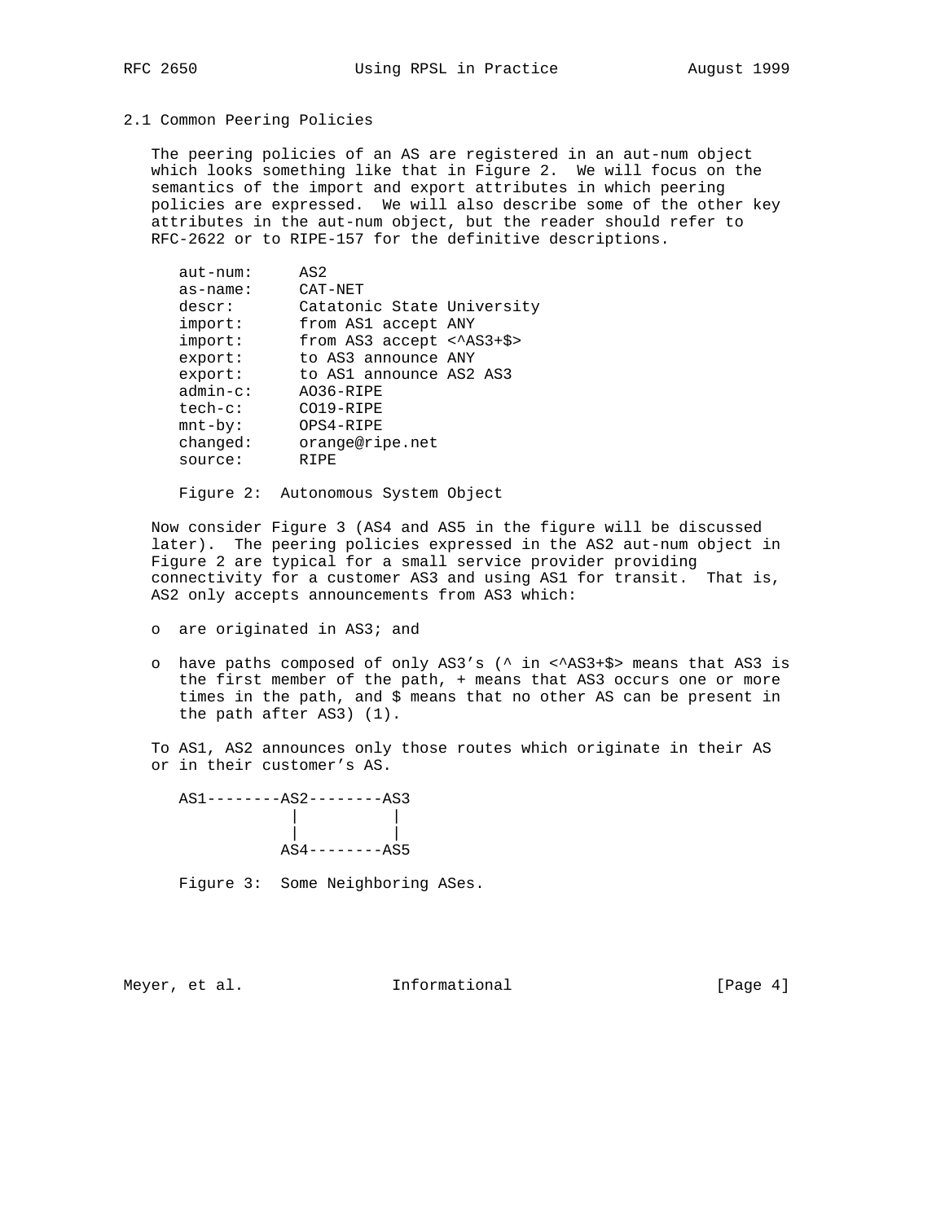### 2.1 Common Peering Policies

The peering policies of an AS are registered in an aut-num object which looks something like that in Figure 2. We will focus on the semantics of the import and export attributes in which peering policies are expressed. We will also describe some of the other key attributes in the aut-num object, but the reader should refer to RFC-2622 or to RIPE-157 for the definitive descriptions.

```
aut-num:     AS2
as-name:     CAT-NET
descr:       Catatonic State University
import:      from AS1 accept ANY
import:      from AS3 accept <^AS3+$>
export:      to AS3 announce ANY
export:      to AS1 announce AS2 AS3
admin-c:     AO36-RIPE
tech-c:      CO19-RIPE
mnt-by:      OPS4-RIPE
changed:     orange@ripe.net
source:      RIPE
```

Figure 2: Autonomous System Object

Now consider Figure 3 (AS4 and AS5 in the figure will be discussed later). The peering policies expressed in the AS2 aut-num object in Figure 2 are typical for a small service provider providing connectivity for a customer AS3 and using AS1 for transit. That is, AS2 only accepts announcements from AS3 which:

- are originated in AS3; and
- have paths composed of only AS3's (^ in <^AS3+$> means that AS3 is the first member of the path, + means that AS3 occurs one or more times in the path, and $ means that no other AS can be present in the path after AS3) (1).

To AS1, AS2 announces only those routes which originate in their AS or in their customer's AS.

```
AS1--------AS2--------AS3
            |          |
            |          |
           AS4--------AS5
```

Figure 3: Some Neighboring ASes.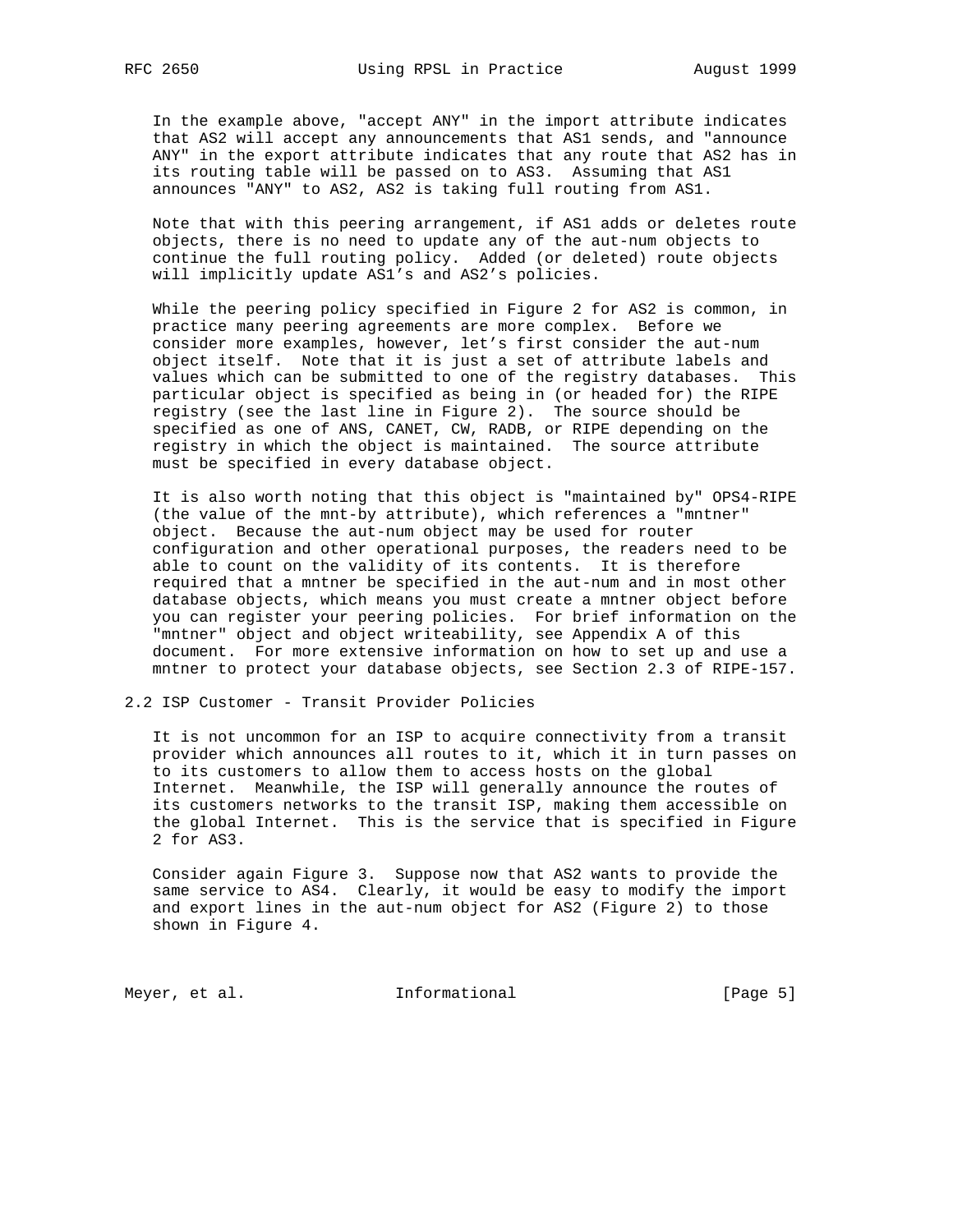In the example above, "accept ANY" in the import attribute indicates that AS2 will accept any announcements that AS1 sends, and "announce ANY" in the export attribute indicates that any route that AS2 has in its routing table will be passed on to AS3. Assuming that AS1 announces "ANY" to AS2, AS2 is taking full routing from AS1.

Note that with this peering arrangement, if AS1 adds or deletes route objects, there is no need to update any of the aut-num objects to continue the full routing policy. Added (or deleted) route objects will implicitly update AS1's and AS2's policies.

While the peering policy specified in Figure 2 for AS2 is common, in practice many peering agreements are more complex. Before we consider more examples, however, let's first consider the aut-num object itself. Note that it is just a set of attribute labels and values which can be submitted to one of the registry databases. This particular object is specified as being in (or headed for) the RIPE registry (see the last line in Figure 2). The source should be specified as one of ANS, CANET, CW, RADB, or RIPE depending on the registry in which the object is maintained. The source attribute must be specified in every database object.

It is also worth noting that this object is "maintained by" OPS4-RIPE (the value of the mnt-by attribute), which references a "mntner" object. Because the aut-num object may be used for router configuration and other operational purposes, the readers need to be able to count on the validity of its contents. It is therefore required that a mntner be specified in the aut-num and in most other database objects, which means you must create a mntner object before you can register your peering policies. For brief information on the "mntner" object and object writeability, see Appendix A of this document. For more extensive information on how to set up and use a mntner to protect your database objects, see Section 2.3 of RIPE-157.

## 2.2 ISP Customer - Transit Provider Policies

It is not uncommon for an ISP to acquire connectivity from a transit provider which announces all routes to it, which it in turn passes on to its customers to allow them to access hosts on the global Internet. Meanwhile, the ISP will generally announce the routes of its customers networks to the transit ISP, making them accessible on the global Internet. This is the service that is specified in Figure 2 for AS3.

Consider again Figure 3. Suppose now that AS2 wants to provide the same service to AS4. Clearly, it would be easy to modify the import and export lines in the aut-num object for AS2 (Figure 2) to those shown in Figure 4.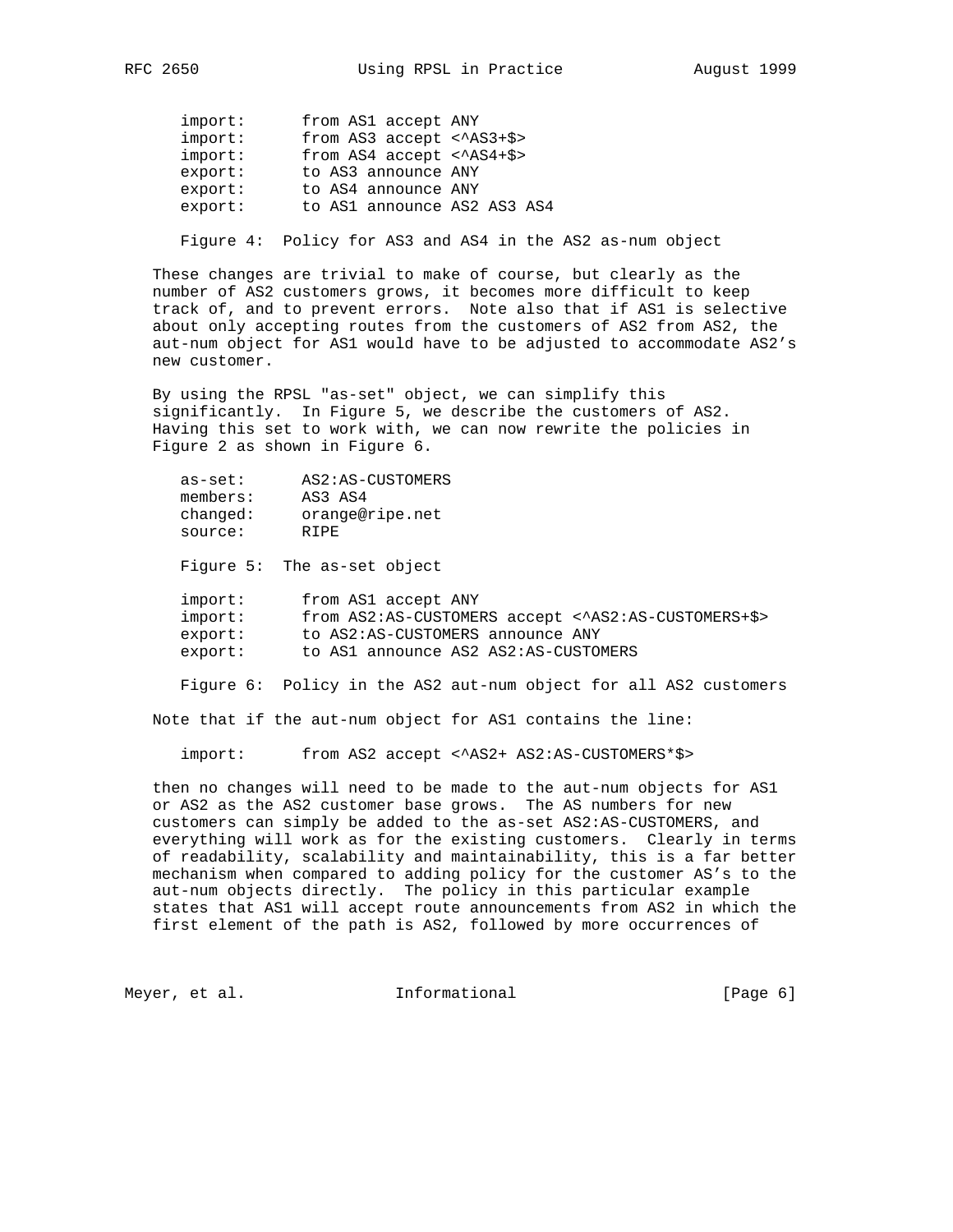```
import:      from AS1 accept ANY
import:      from AS3 accept <^AS3+$>
import:      from AS4 accept <^AS4+$>
export:      to AS3 announce ANY
export:      to AS4 announce ANY
export:      to AS1 announce AS2 AS3 AS4
```

Figure 4: Policy for AS3 and AS4 in the AS2 as-num object

These changes are trivial to make of course, but clearly as the number of AS2 customers grows, it becomes more difficult to keep track of, and to prevent errors. Note also that if AS1 is selective about only accepting routes from the customers of AS2 from AS2, the aut-num object for AS1 would have to be adjusted to accommodate AS2's new customer.

By using the RPSL "as-set" object, we can simplify this significantly. In Figure 5, we describe the customers of AS2. Having this set to work with, we can now rewrite the policies in Figure 2 as shown in Figure 6.

```
as-set:      AS2:AS-CUSTOMERS
members:     AS3 AS4
changed:     orange@ripe.net
source:      RIPE
```

Figure 5: The as-set object

```
import:      from AS1 accept ANY
import:      from AS2:AS-CUSTOMERS accept <^AS2:AS-CUSTOMERS+$>
export:      to AS2:AS-CUSTOMERS announce ANY
export:      to AS1 announce AS2 AS2:AS-CUSTOMERS
```

Figure 6: Policy in the AS2 aut-num object for all AS2 customers

Note that if the aut-num object for AS1 contains the line:

```
import:      from AS2 accept <^AS2+ AS2:AS-CUSTOMERS*$>
```

then no changes will need to be made to the aut-num objects for AS1 or AS2 as the AS2 customer base grows. The AS numbers for new customers can simply be added to the as-set AS2:AS-CUSTOMERS, and everything will work as for the existing customers. Clearly in terms of readability, scalability and maintainability, this is a far better mechanism when compared to adding policy for the customer AS's to the aut-num objects directly. The policy in this particular example states that AS1 will accept route announcements from AS2 in which the first element of the path is AS2, followed by more occurrences of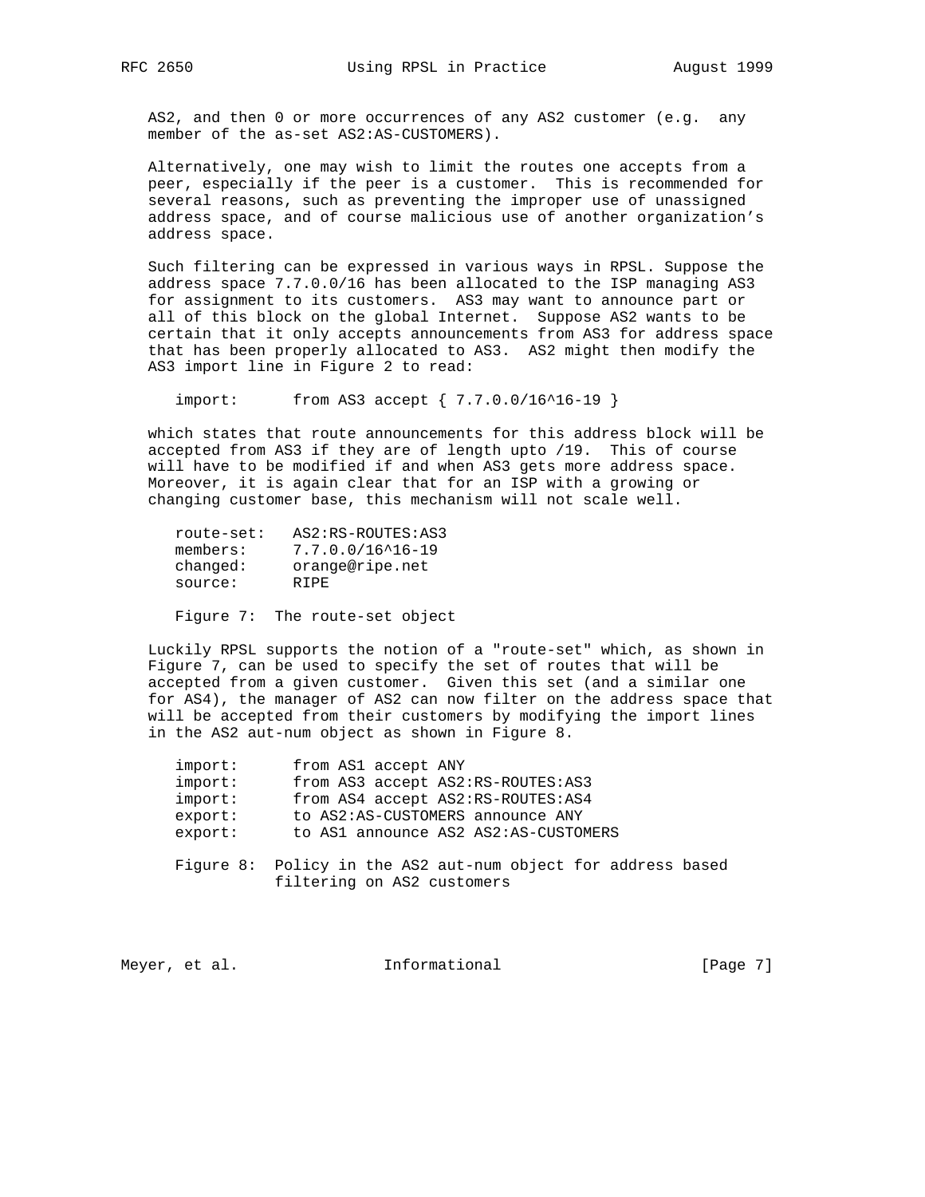AS2, and then 0 or more occurrences of any AS2 customer (e.g. any member of the as-set AS2:AS-CUSTOMERS).

Alternatively, one may wish to limit the routes one accepts from a peer, especially if the peer is a customer. This is recommended for several reasons, such as preventing the improper use of unassigned address space, and of course malicious use of another organization's address space.

Such filtering can be expressed in various ways in RPSL. Suppose the address space 7.7.0.0/16 has been allocated to the ISP managing AS3 for assignment to its customers. AS3 may want to announce part or all of this block on the global Internet. Suppose AS2 wants to be certain that it only accepts announcements from AS3 for address space that has been properly allocated to AS3. AS2 might then modify the AS3 import line in Figure 2 to read:

```
import:      from AS3 accept { 7.7.0.0/16^16-19 }
```

which states that route announcements for this address block will be accepted from AS3 if they are of length upto /19. This of course will have to be modified if and when AS3 gets more address space. Moreover, it is again clear that for an ISP with a growing or changing customer base, this mechanism will not scale well.

```
route-set:   AS2:RS-ROUTES:AS3
members:     7.7.0.0/16^16-19
changed:     orange@ripe.net
source:      RIPE
```

Figure 7: The route-set object

Luckily RPSL supports the notion of a "route-set" which, as shown in Figure 7, can be used to specify the set of routes that will be accepted from a given customer. Given this set (and a similar one for AS4), the manager of AS2 can now filter on the address space that will be accepted from their customers by modifying the import lines in the AS2 aut-num object as shown in Figure 8.

```
import:      from AS1 accept ANY
import:      from AS3 accept AS2:RS-ROUTES:AS3
import:      from AS4 accept AS2:RS-ROUTES:AS4
export:      to AS2:AS-CUSTOMERS announce ANY
export:      to AS1 announce AS2 AS2:AS-CUSTOMERS
```

Figure 8: Policy in the AS2 aut-num object for address based filtering on AS2 customers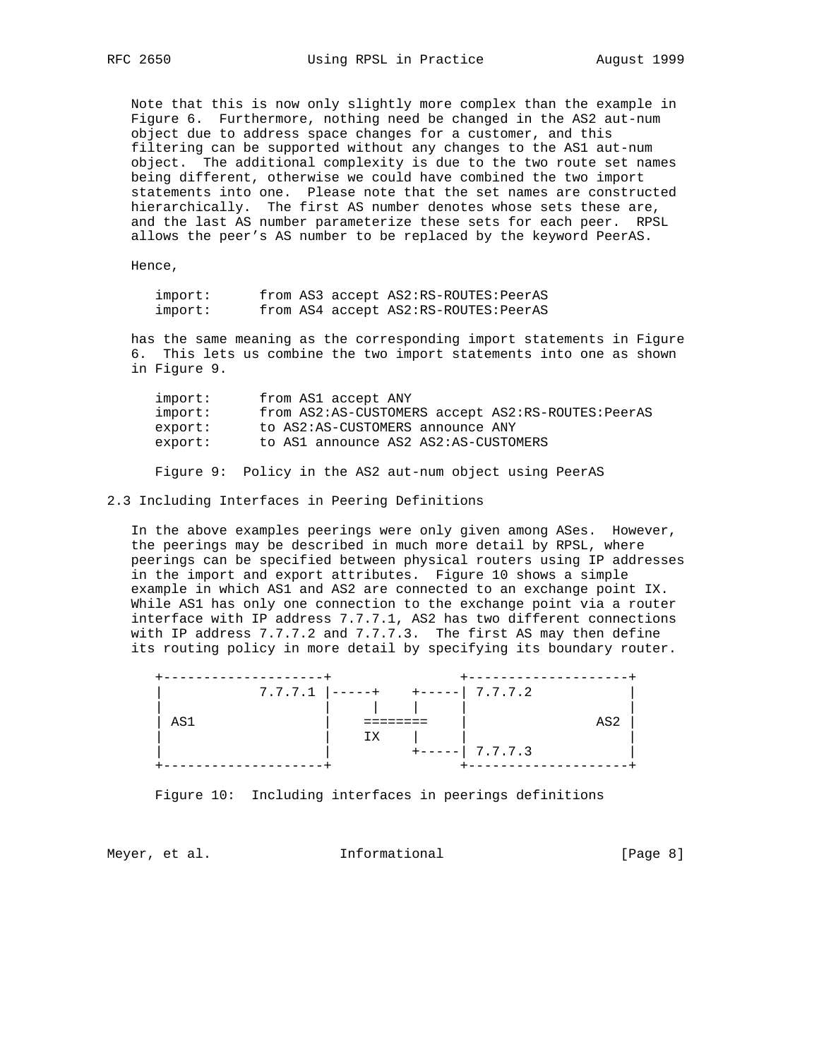Note that this is now only slightly more complex than the example in Figure 6. Furthermore, nothing need be changed in the AS2 aut-num object due to address space changes for a customer, and this filtering can be supported without any changes to the AS1 aut-num object. The additional complexity is due to the two route set names being different, otherwise we could have combined the two import statements into one. Please note that the set names are constructed hierarchically. The first AS number denotes whose sets these are, and the last AS number parameterize these sets for each peer. RPSL allows the peer's AS number to be replaced by the keyword PeerAS.

Hence,

```
import:      from AS3 accept AS2:RS-ROUTES:PeerAS
import:      from AS4 accept AS2:RS-ROUTES:PeerAS
```

has the same meaning as the corresponding import statements in Figure 6. This lets us combine the two import statements into one as shown in Figure 9.

```
import:      from AS1 accept ANY
import:      from AS2:AS-CUSTOMERS accept AS2:RS-ROUTES:PeerAS
export:      to AS2:AS-CUSTOMERS announce ANY
export:      to AS1 announce AS2 AS2:AS-CUSTOMERS
```

Figure 9: Policy in the AS2 aut-num object using PeerAS

## 2.3 Including Interfaces in Peering Definitions

In the above examples peerings were only given among ASes. However, the peerings may be described in much more detail by RPSL, where peerings can be specified between physical routers using IP addresses in the import and export attributes. Figure 10 shows a simple example in which AS1 and AS2 are connected to an exchange point IX. While AS1 has only one connection to the exchange point via a router interface with IP address 7.7.7.1, AS2 has two different connections with IP address 7.7.7.2 and 7.7.7.3. The first AS may then define its routing policy in more detail by specifying its boundary router.

```
+--------------------+              +--------------------+
|            7.7.7.1 |-----+    +-----| 7.7.7.2            |
|                    |     |    |     |                    |
| AS1                |    ========    |                AS2 |
|                    |    IX    |     |                    |
|                    |          +-----| 7.7.7.3            |
+--------------------+              +--------------------+
```

Figure 10: Including interfaces in peerings definitions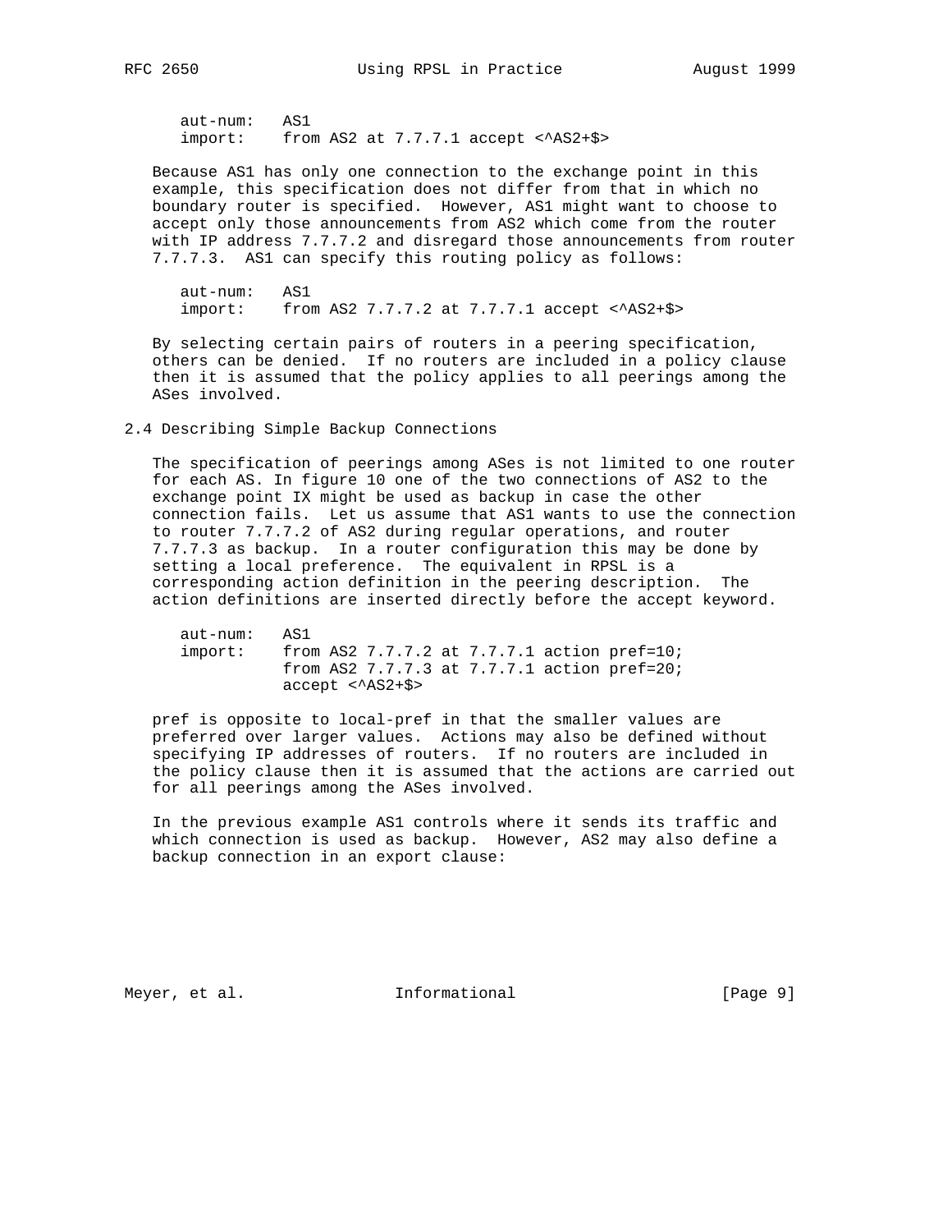```
aut-num:   AS1
import:    from AS2 at 7.7.7.1 accept <^AS2+$>
```

Because AS1 has only one connection to the exchange point in this example, this specification does not differ from that in which no boundary router is specified. However, AS1 might want to choose to accept only those announcements from AS2 which come from the router with IP address 7.7.7.2 and disregard those announcements from router 7.7.7.3. AS1 can specify this routing policy as follows:

```
aut-num:   AS1
import:    from AS2 7.7.7.2 at 7.7.7.1 accept <^AS2+$>
```

By selecting certain pairs of routers in a peering specification, others can be denied. If no routers are included in a policy clause then it is assumed that the policy applies to all peerings among the ASes involved.

## 2.4 Describing Simple Backup Connections

The specification of peerings among ASes is not limited to one router for each AS. In figure 10 one of the two connections of AS2 to the exchange point IX might be used as backup in case the other connection fails. Let us assume that AS1 wants to use the connection to router 7.7.7.2 of AS2 during regular operations, and router 7.7.7.3 as backup. In a router configuration this may be done by setting a local preference. The equivalent in RPSL is a corresponding action definition in the peering description. The action definitions are inserted directly before the accept keyword.

```
aut-num:   AS1
import:    from AS2 7.7.7.2 at 7.7.7.1 action pref=10;
           from AS2 7.7.7.3 at 7.7.7.1 action pref=20;
           accept <^AS2+$>
```

pref is opposite to local-pref in that the smaller values are preferred over larger values. Actions may also be defined without specifying IP addresses of routers. If no routers are included in the policy clause then it is assumed that the actions are carried out for all peerings among the ASes involved.

In the previous example AS1 controls where it sends its traffic and which connection is used as backup. However, AS2 may also define a backup connection in an export clause: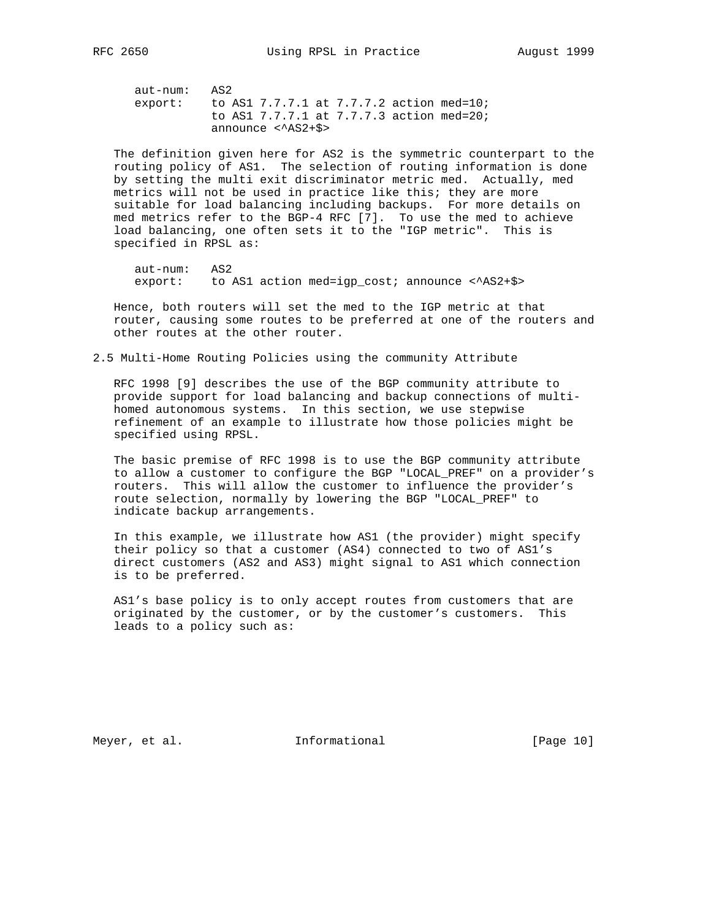```
aut-num:   AS2
export:    to AS1 7.7.7.1 at 7.7.7.2 action med=10;
           to AS1 7.7.7.1 at 7.7.7.3 action med=20;
           announce <^AS2+$>
```

The definition given here for AS2 is the symmetric counterpart to the routing policy of AS1. The selection of routing information is done by setting the multi exit discriminator metric med. Actually, med metrics will not be used in practice like this; they are more suitable for load balancing including backups. For more details on med metrics refer to the BGP-4 RFC [7]. To use the med to achieve load balancing, one often sets it to the "IGP metric". This is specified in RPSL as:

```
aut-num:   AS2
export:    to AS1 action med=igp_cost; announce <^AS2+$>
```

Hence, both routers will set the med to the IGP metric at that router, causing some routes to be preferred at one of the routers and other routes at the other router.

## 2.5 Multi-Home Routing Policies using the community Attribute

RFC 1998 [9] describes the use of the BGP community attribute to provide support for load balancing and backup connections of multi-homed autonomous systems. In this section, we use stepwise refinement of an example to illustrate how those policies might be specified using RPSL.

The basic premise of RFC 1998 is to use the BGP community attribute to allow a customer to configure the BGP "LOCAL_PREF" on a provider's routers. This will allow the customer to influence the provider's route selection, normally by lowering the BGP "LOCAL_PREF" to indicate backup arrangements.

In this example, we illustrate how AS1 (the provider) might specify their policy so that a customer (AS4) connected to two of AS1's direct customers (AS2 and AS3) might signal to AS1 which connection is to be preferred.

AS1's base policy is to only accept routes from customers that are originated by the customer, or by the customer's customers. This leads to a policy such as: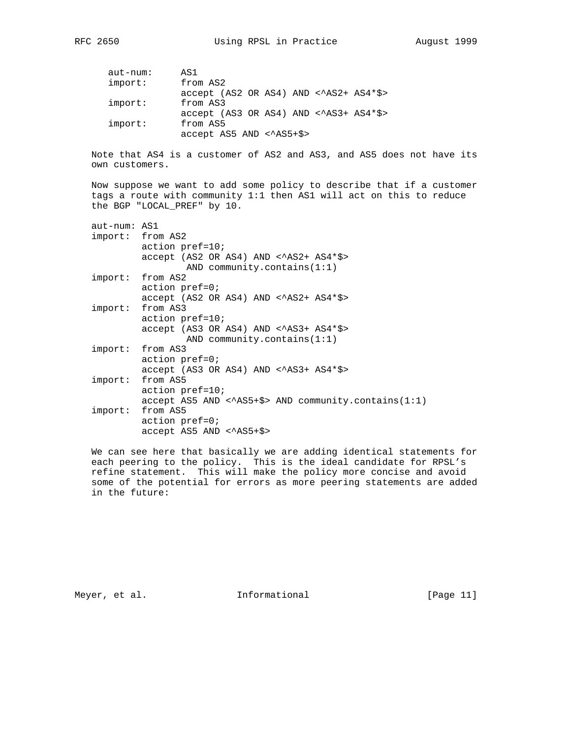```
aut-num:     AS1
import:      from AS2
             accept (AS2 OR AS4) AND <^AS2+ AS4*$>
import:      from AS3
             accept (AS3 OR AS4) AND <^AS3+ AS4*$>
import:      from AS5
             accept AS5 AND <^AS5+$>
```

Note that AS4 is a customer of AS2 and AS3, and AS5 does not have its own customers.

Now suppose we want to add some policy to describe that if a customer tags a route with community 1:1 then AS1 will act on this to reduce the BGP "LOCAL_PREF" by 10.

```
aut-num: AS1
import:  from AS2
         action pref=10;
         accept (AS2 OR AS4) AND <^AS2+ AS4*$>
                AND community.contains(1:1)
import:  from AS2
         action pref=0;
         accept (AS2 OR AS4) AND <^AS2+ AS4*$>
import:  from AS3
         action pref=10;
         accept (AS3 OR AS4) AND <^AS3+ AS4*$>
                AND community.contains(1:1)
import:  from AS3
         action pref=0;
         accept (AS3 OR AS4) AND <^AS3+ AS4*$>
import:  from AS5
         action pref=10;
         accept AS5 AND <^AS5+$> AND community.contains(1:1)
import:  from AS5
         action pref=0;
         accept AS5 AND <^AS5+$>
```

We can see here that basically we are adding identical statements for each peering to the policy. This is the ideal candidate for RPSL's refine statement. This will make the policy more concise and avoid some of the potential for errors as more peering statements are added in the future: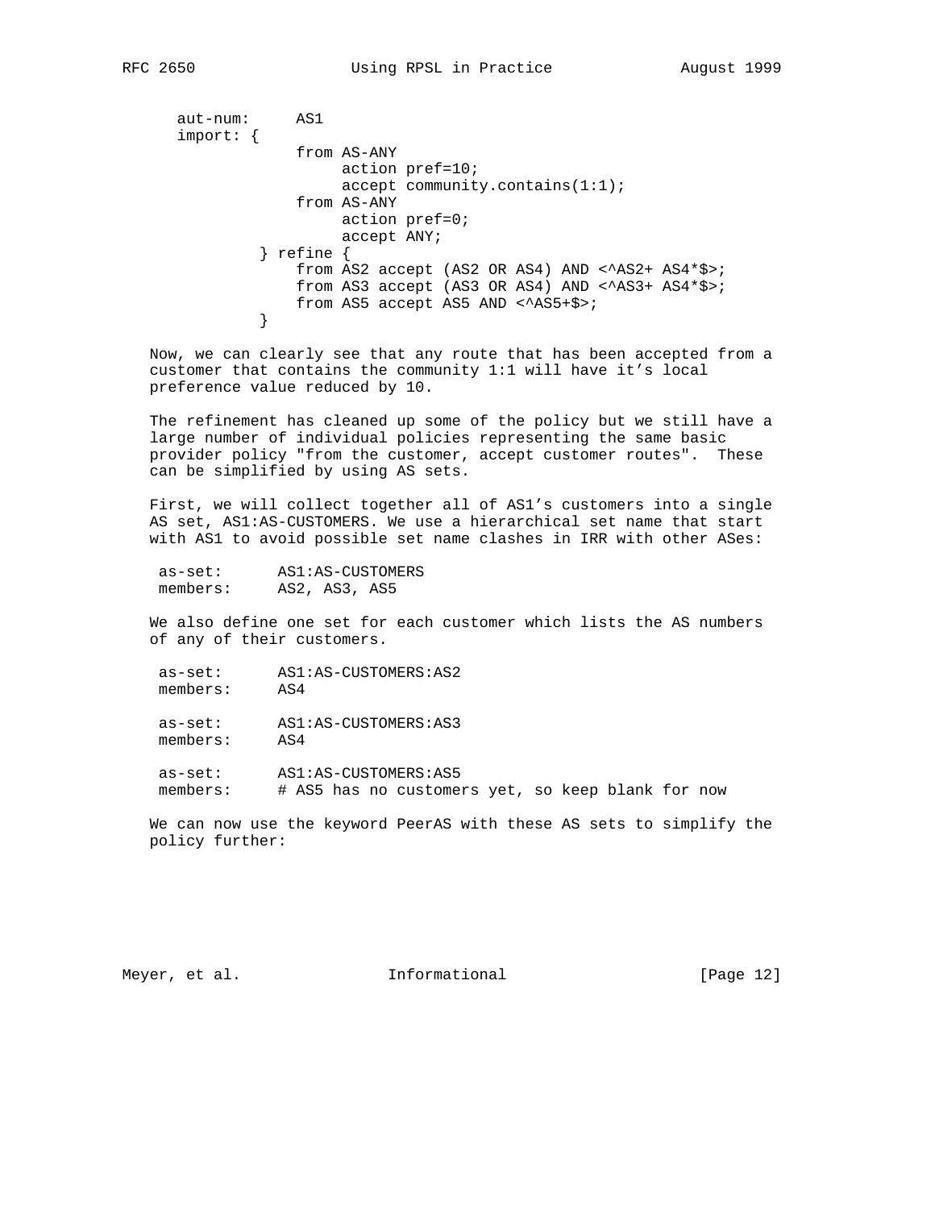```
aut-num:     AS1
import: {
             from AS-ANY
                  action pref=10;
                  accept community.contains(1:1);
             from AS-ANY
                  action pref=0;
                  accept ANY;
        } refine {
             from AS2 accept (AS2 OR AS4) AND <^AS2+ AS4*$>;
             from AS3 accept (AS3 OR AS4) AND <^AS3+ AS4*$>;
             from AS5 accept AS5 AND <^AS5+$>;
        }
```

Now, we can clearly see that any route that has been accepted from a customer that contains the community 1:1 will have it's local preference value reduced by 10.

The refinement has cleaned up some of the policy but we still have a large number of individual policies representing the same basic provider policy "from the customer, accept customer routes". These can be simplified by using AS sets.

First, we will collect together all of AS1's customers into a single AS set, AS1:AS-CUSTOMERS. We use a hierarchical set name that start with AS1 to avoid possible set name clashes in IRR with other ASes:

```
as-set:      AS1:AS-CUSTOMERS
members:     AS2, AS3, AS5
```

We also define one set for each customer which lists the AS numbers of any of their customers.

```
as-set:      AS1:AS-CUSTOMERS:AS2
members:     AS4

as-set:      AS1:AS-CUSTOMERS:AS3
members:     AS4

as-set:      AS1:AS-CUSTOMERS:AS5
members:     # AS5 has no customers yet, so keep blank for now
```

We can now use the keyword PeerAS with these AS sets to simplify the policy further: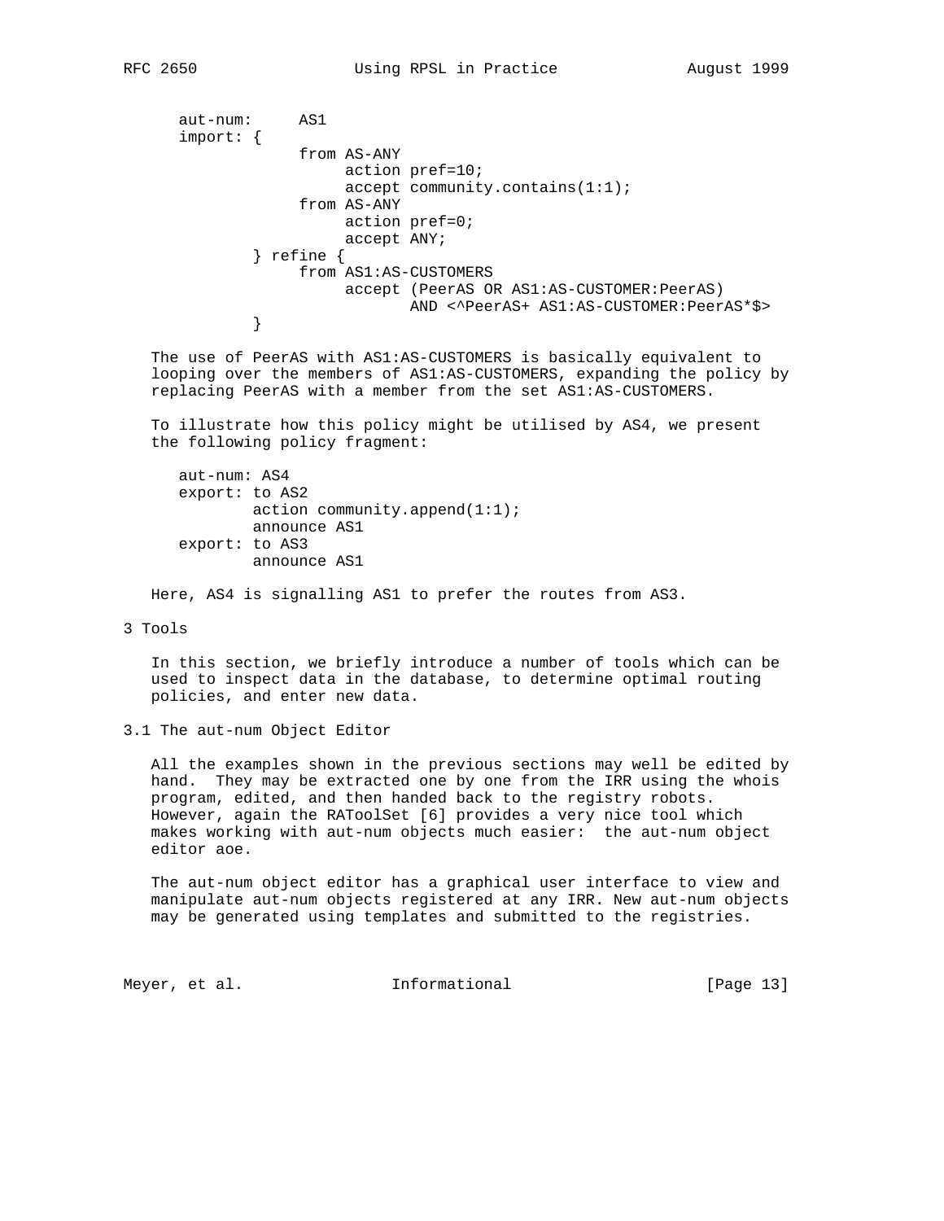```
aut-num:     AS1
import: {
             from AS-ANY
                  action pref=10;
                  accept community.contains(1:1);
             from AS-ANY
                  action pref=0;
                  accept ANY;
        } refine {
             from AS1:AS-CUSTOMERS
                  accept (PeerAS OR AS1:AS-CUSTOMER:PeerAS)
                         AND <^PeerAS+ AS1:AS-CUSTOMER:PeerAS*$>
        }
```

The use of PeerAS with AS1:AS-CUSTOMERS is basically equivalent to looping over the members of AS1:AS-CUSTOMERS, expanding the policy by replacing PeerAS with a member from the set AS1:AS-CUSTOMERS.

To illustrate how this policy might be utilised by AS4, we present the following policy fragment:

```
aut-num: AS4
export: to AS2
        action community.append(1:1);
        announce AS1
export: to AS3
        announce AS1
```

Here, AS4 is signalling AS1 to prefer the routes from AS3.

# 3 Tools

In this section, we briefly introduce a number of tools which can be used to inspect data in the database, to determine optimal routing policies, and enter new data.

## 3.1 The aut-num Object Editor

All the examples shown in the previous sections may well be edited by hand. They may be extracted one by one from the IRR using the whois program, edited, and then handed back to the registry robots. However, again the RAToolSet [6] provides a very nice tool which makes working with aut-num objects much easier: the aut-num object editor aoe.

The aut-num object editor has a graphical user interface to view and manipulate aut-num objects registered at any IRR. New aut-num objects may be generated using templates and submitted to the registries.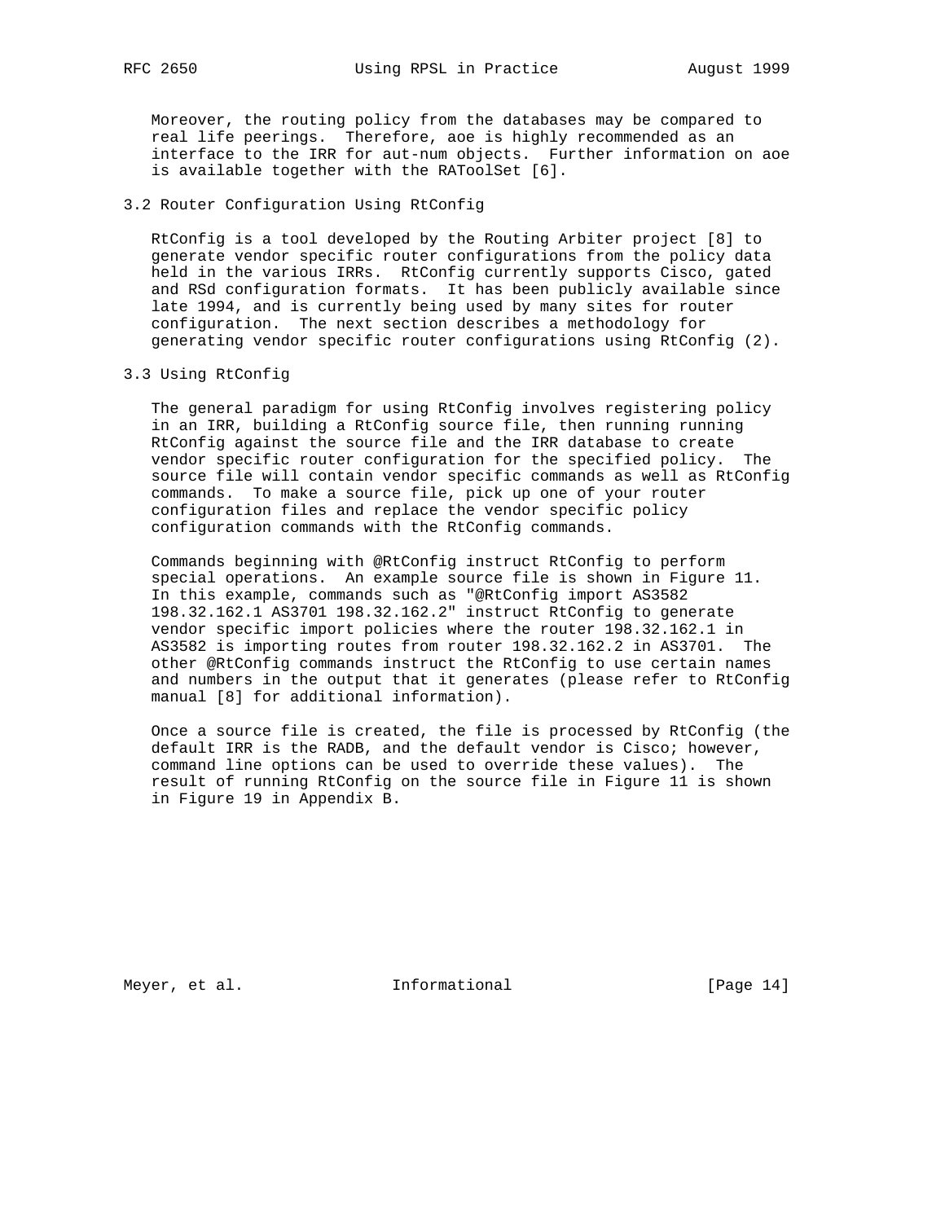Moreover, the routing policy from the databases may be compared to real life peerings. Therefore, aoe is highly recommended as an interface to the IRR for aut-num objects. Further information on aoe is available together with the RAToolSet [6].

### 3.2 Router Configuration Using RtConfig

RtConfig is a tool developed by the Routing Arbiter project [8] to generate vendor specific router configurations from the policy data held in the various IRRs. RtConfig currently supports Cisco, gated and RSd configuration formats. It has been publicly available since late 1994, and is currently being used by many sites for router configuration. The next section describes a methodology for generating vendor specific router configurations using RtConfig (2).

### 3.3 Using RtConfig

The general paradigm for using RtConfig involves registering policy in an IRR, building a RtConfig source file, then running running RtConfig against the source file and the IRR database to create vendor specific router configuration for the specified policy. The source file will contain vendor specific commands as well as RtConfig commands. To make a source file, pick up one of your router configuration files and replace the vendor specific policy configuration commands with the RtConfig commands.

Commands beginning with @RtConfig instruct RtConfig to perform special operations. An example source file is shown in Figure 11. In this example, commands such as "@RtConfig import AS3582 198.32.162.1 AS3701 198.32.162.2" instruct RtConfig to generate vendor specific import policies where the router 198.32.162.1 in AS3582 is importing routes from router 198.32.162.2 in AS3701. The other @RtConfig commands instruct the RtConfig to use certain names and numbers in the output that it generates (please refer to RtConfig manual [8] for additional information).

Once a source file is created, the file is processed by RtConfig (the default IRR is the RADB, and the default vendor is Cisco; however, command line options can be used to override these values). The result of running RtConfig on the source file in Figure 11 is shown in Figure 19 in Appendix B.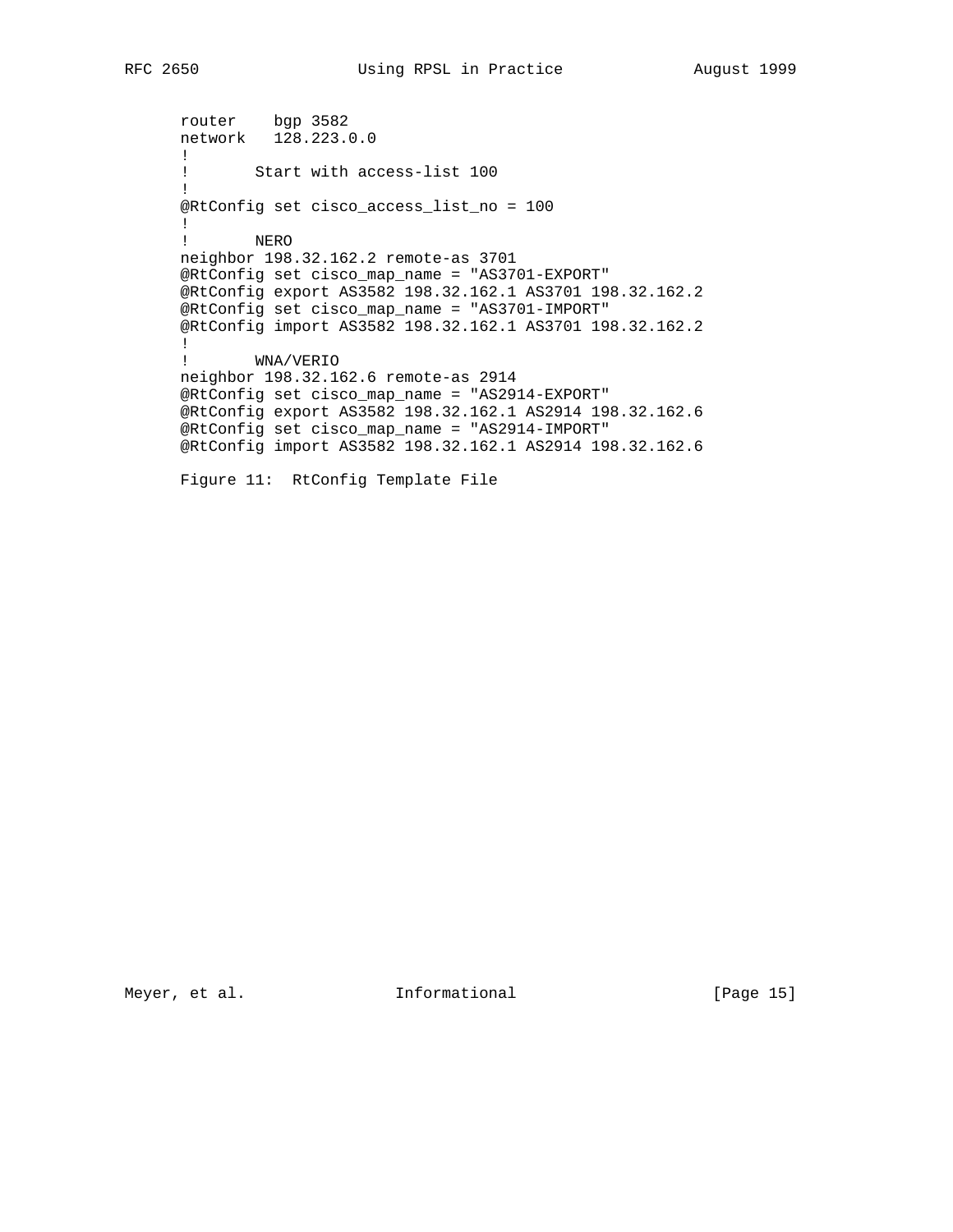```
router    bgp 3582
network   128.223.0.0
!
!       Start with access-list 100
!
@RtConfig set cisco_access_list_no = 100
!
!       NERO
neighbor 198.32.162.2 remote-as 3701
@RtConfig set cisco_map_name = "AS3701-EXPORT"
@RtConfig export AS3582 198.32.162.1 AS3701 198.32.162.2
@RtConfig set cisco_map_name = "AS3701-IMPORT"
@RtConfig import AS3582 198.32.162.1 AS3701 198.32.162.2
!
!       WNA/VERIO
neighbor 198.32.162.6 remote-as 2914
@RtConfig set cisco_map_name = "AS2914-EXPORT"
@RtConfig export AS3582 198.32.162.1 AS2914 198.32.162.6
@RtConfig set cisco_map_name = "AS2914-IMPORT"
@RtConfig import AS3582 198.32.162.1 AS2914 198.32.162.6
```

Figure 11:  RtConfig Template File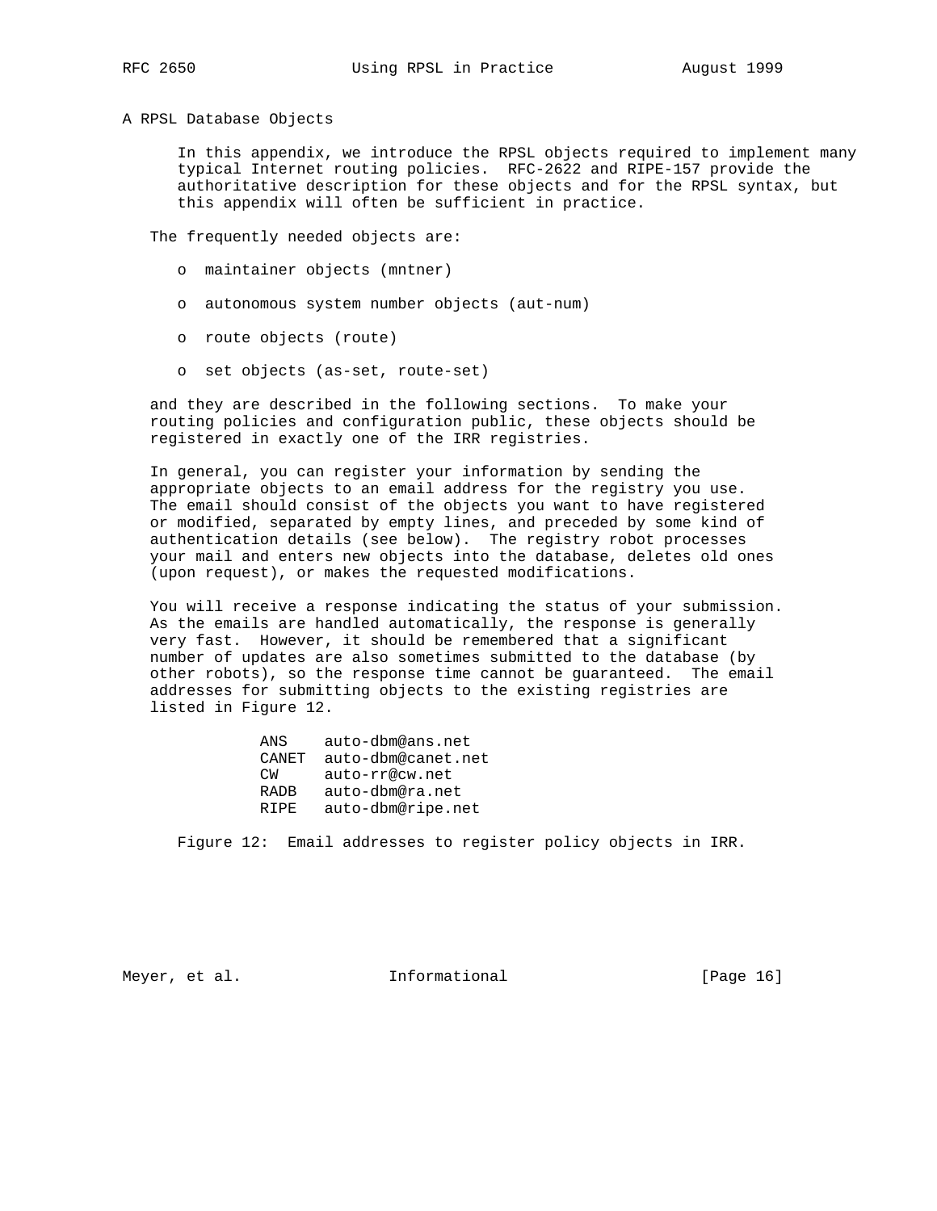# A RPSL Database Objects

In this appendix, we introduce the RPSL objects required to implement many typical Internet routing policies. RFC-2622 and RIPE-157 provide the authoritative description for these objects and for the RPSL syntax, but this appendix will often be sufficient in practice.

The frequently needed objects are:

- maintainer objects (mntner)
- autonomous system number objects (aut-num)
- route objects (route)
- set objects (as-set, route-set)

and they are described in the following sections. To make your routing policies and configuration public, these objects should be registered in exactly one of the IRR registries.

In general, you can register your information by sending the appropriate objects to an email address for the registry you use. The email should consist of the objects you want to have registered or modified, separated by empty lines, and preceded by some kind of authentication details (see below). The registry robot processes your mail and enters new objects into the database, deletes old ones (upon request), or makes the requested modifications.

You will receive a response indicating the status of your submission. As the emails are handled automatically, the response is generally very fast. However, it should be remembered that a significant number of updates are also sometimes submitted to the database (by other robots), so the response time cannot be guaranteed. The email addresses for submitting objects to the existing registries are listed in Figure 12.

```
ANS    auto-dbm@ans.net
CANET  auto-dbm@canet.net
CW     auto-rr@cw.net
RADB   auto-dbm@ra.net
RIPE   auto-dbm@ripe.net
```

Figure 12: Email addresses to register policy objects in IRR.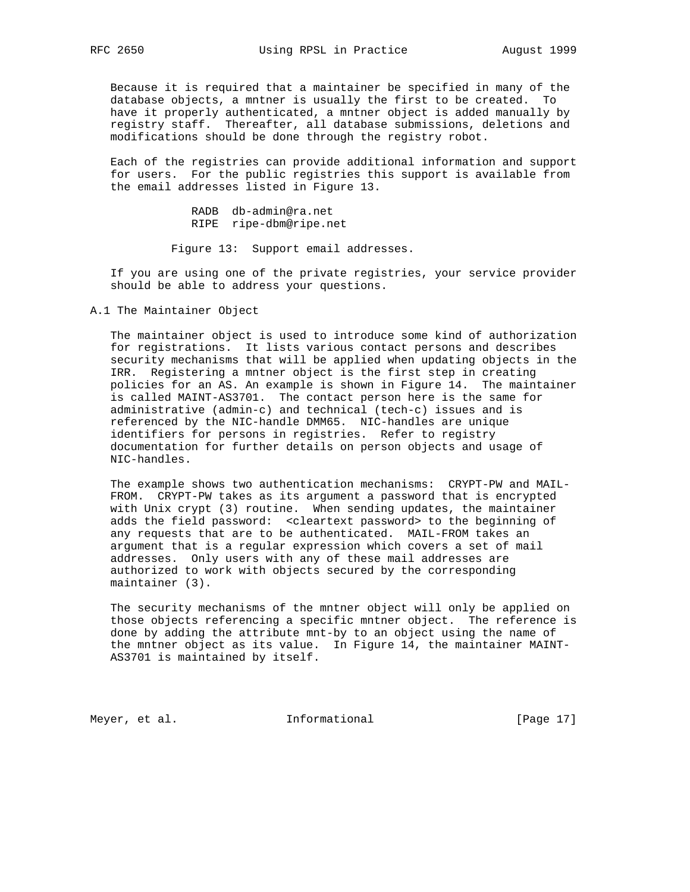Because it is required that a maintainer be specified in many of the database objects, a mntner is usually the first to be created. To have it properly authenticated, a mntner object is added manually by registry staff. Thereafter, all database submissions, deletions and modifications should be done through the registry robot.

Each of the registries can provide additional information and support for users. For the public registries this support is available from the email addresses listed in Figure 13.

```
RADB  db-admin@ra.net
RIPE  ripe-dbm@ripe.net
```

Figure 13: Support email addresses.

If you are using one of the private registries, your service provider should be able to address your questions.

## A.1 The Maintainer Object

The maintainer object is used to introduce some kind of authorization for registrations. It lists various contact persons and describes security mechanisms that will be applied when updating objects in the IRR. Registering a mntner object is the first step in creating policies for an AS. An example is shown in Figure 14. The maintainer is called MAINT-AS3701. The contact person here is the same for administrative (admin-c) and technical (tech-c) issues and is referenced by the NIC-handle DMM65. NIC-handles are unique identifiers for persons in registries. Refer to registry documentation for further details on person objects and usage of NIC-handles.

The example shows two authentication mechanisms: CRYPT-PW and MAIL-FROM. CRYPT-PW takes as its argument a password that is encrypted with Unix crypt (3) routine. When sending updates, the maintainer adds the field password: <cleartext password> to the beginning of any requests that are to be authenticated. MAIL-FROM takes an argument that is a regular expression which covers a set of mail addresses. Only users with any of these mail addresses are authorized to work with objects secured by the corresponding maintainer (3).

The security mechanisms of the mntner object will only be applied on those objects referencing a specific mntner object. The reference is done by adding the attribute mnt-by to an object using the name of the mntner object as its value. In Figure 14, the maintainer MAINT-AS3701 is maintained by itself.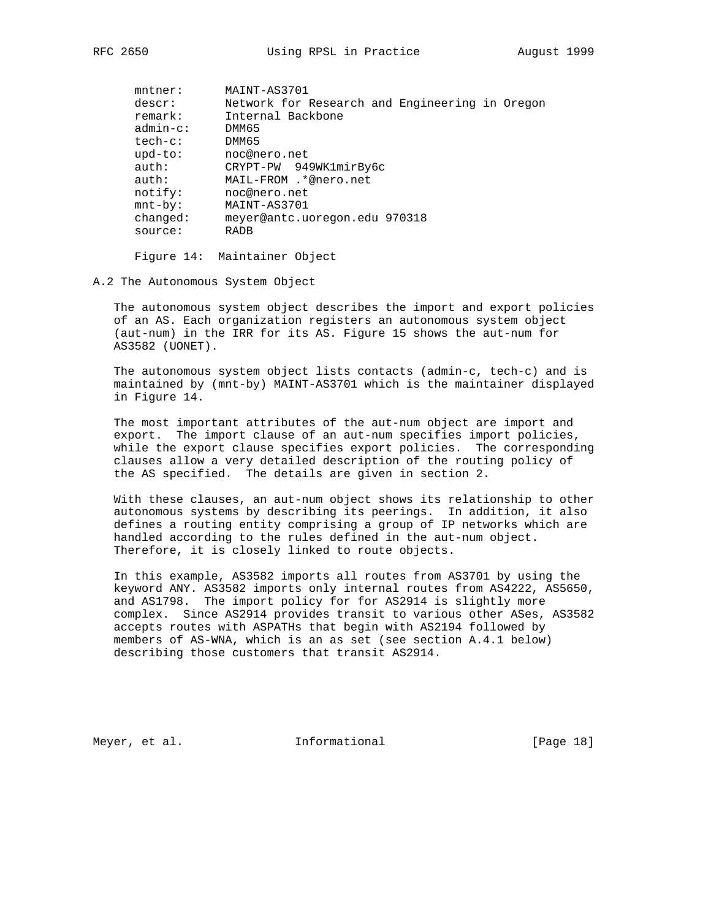```
mntner:      MAINT-AS3701
descr:       Network for Research and Engineering in Oregon
remark:      Internal Backbone
admin-c:     DMM65
tech-c:      DMM65
upd-to:      noc@nero.net
auth:        CRYPT-PW  949WK1mirBy6c
auth:        MAIL-FROM .*@nero.net
notify:      noc@nero.net
mnt-by:      MAINT-AS3701
changed:     meyer@antc.uoregon.edu 970318
source:      RADB
```

Figure 14: Maintainer Object

## A.2 The Autonomous System Object

The autonomous system object describes the import and export policies of an AS. Each organization registers an autonomous system object (aut-num) in the IRR for its AS. Figure 15 shows the aut-num for AS3582 (UONET).

The autonomous system object lists contacts (admin-c, tech-c) and is maintained by (mnt-by) MAINT-AS3701 which is the maintainer displayed in Figure 14.

The most important attributes of the aut-num object are import and export. The import clause of an aut-num specifies import policies, while the export clause specifies export policies. The corresponding clauses allow a very detailed description of the routing policy of the AS specified. The details are given in section 2.

With these clauses, an aut-num object shows its relationship to other autonomous systems by describing its peerings. In addition, it also defines a routing entity comprising a group of IP networks which are handled according to the rules defined in the aut-num object. Therefore, it is closely linked to route objects.

In this example, AS3582 imports all routes from AS3701 by using the keyword ANY. AS3582 imports only internal routes from AS4222, AS5650, and AS1798. The import policy for for AS2914 is slightly more complex. Since AS2914 provides transit to various other ASes, AS3582 accepts routes with ASPATHs that begin with AS2194 followed by members of AS-WNA, which is an as set (see section A.4.1 below) describing those customers that transit AS2914.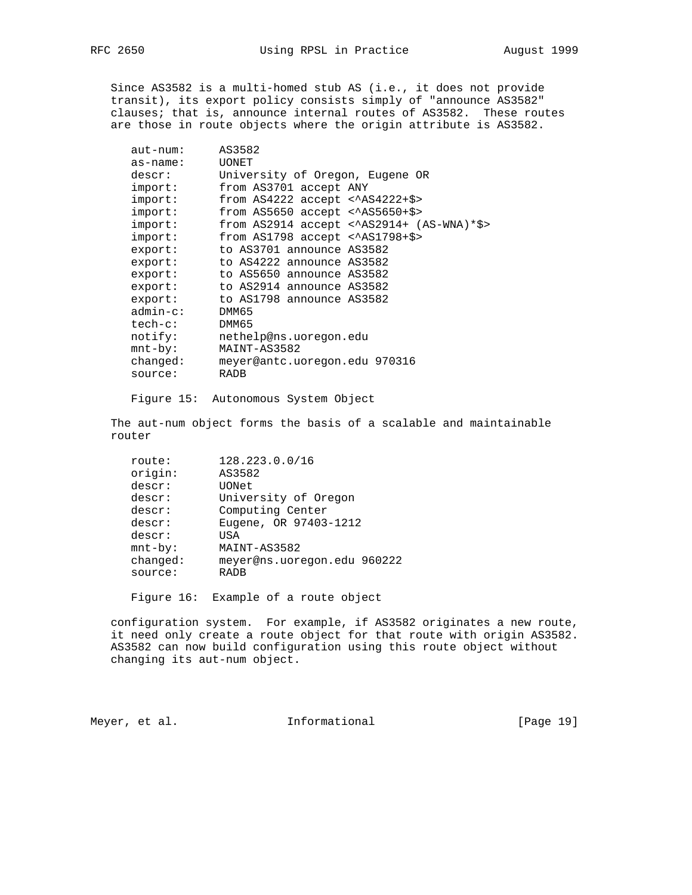Since AS3582 is a multi-homed stub AS (i.e., it does not provide transit), its export policy consists simply of "announce AS3582" clauses; that is, announce internal routes of AS3582. These routes are those in route objects where the origin attribute is AS3582.

```
aut-num:     AS3582
as-name:     UONET
descr:       University of Oregon, Eugene OR
import:      from AS3701 accept ANY
import:      from AS4222 accept <^AS4222+$>
import:      from AS5650 accept <^AS5650+$>
import:      from AS2914 accept <^AS2914+ (AS-WNA)*$>
import:      from AS1798 accept <^AS1798+$>
export:      to AS3701 announce AS3582
export:      to AS4222 announce AS3582
export:      to AS5650 announce AS3582
export:      to AS2914 announce AS3582
export:      to AS1798 announce AS3582
admin-c:     DMM65
tech-c:      DMM65
notify:      nethelp@ns.uoregon.edu
mnt-by:      MAINT-AS3582
changed:     meyer@antc.uoregon.edu 970316
source:      RADB
```

Figure 15: Autonomous System Object

The aut-num object forms the basis of a scalable and maintainable router

```
route:       128.223.0.0/16
origin:      AS3582
descr:       UONet
descr:       University of Oregon
descr:       Computing Center
descr:       Eugene, OR 97403-1212
descr:       USA
mnt-by:      MAINT-AS3582
changed:     meyer@ns.uoregon.edu 960222
source:      RADB
```

Figure 16: Example of a route object

configuration system. For example, if AS3582 originates a new route, it need only create a route object for that route with origin AS3582. AS3582 can now build configuration using this route object without changing its aut-num object.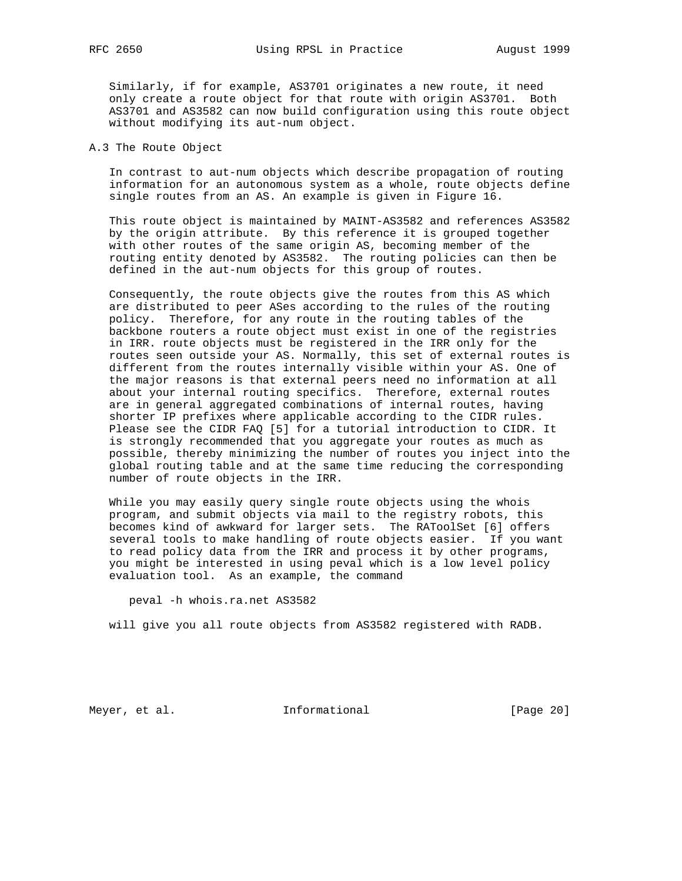Similarly, if for example, AS3701 originates a new route, it need only create a route object for that route with origin AS3701. Both AS3701 and AS3582 can now build configuration using this route object without modifying its aut-num object.

### A.3 The Route Object

In contrast to aut-num objects which describe propagation of routing information for an autonomous system as a whole, route objects define single routes from an AS. An example is given in Figure 16.

This route object is maintained by MAINT-AS3582 and references AS3582 by the origin attribute. By this reference it is grouped together with other routes of the same origin AS, becoming member of the routing entity denoted by AS3582. The routing policies can then be defined in the aut-num objects for this group of routes.

Consequently, the route objects give the routes from this AS which are distributed to peer ASes according to the rules of the routing policy. Therefore, for any route in the routing tables of the backbone routers a route object must exist in one of the registries in IRR. route objects must be registered in the IRR only for the routes seen outside your AS. Normally, this set of external routes is different from the routes internally visible within your AS. One of the major reasons is that external peers need no information at all about your internal routing specifics. Therefore, external routes are in general aggregated combinations of internal routes, having shorter IP prefixes where applicable according to the CIDR rules. Please see the CIDR FAQ [5] for a tutorial introduction to CIDR. It is strongly recommended that you aggregate your routes as much as possible, thereby minimizing the number of routes you inject into the global routing table and at the same time reducing the corresponding number of route objects in the IRR.

While you may easily query single route objects using the whois program, and submit objects via mail to the registry robots, this becomes kind of awkward for larger sets. The RAToolSet [6] offers several tools to make handling of route objects easier. If you want to read policy data from the IRR and process it by other programs, you might be interested in using peval which is a low level policy evaluation tool. As an example, the command

```
peval -h whois.ra.net AS3582
```

will give you all route objects from AS3582 registered with RADB.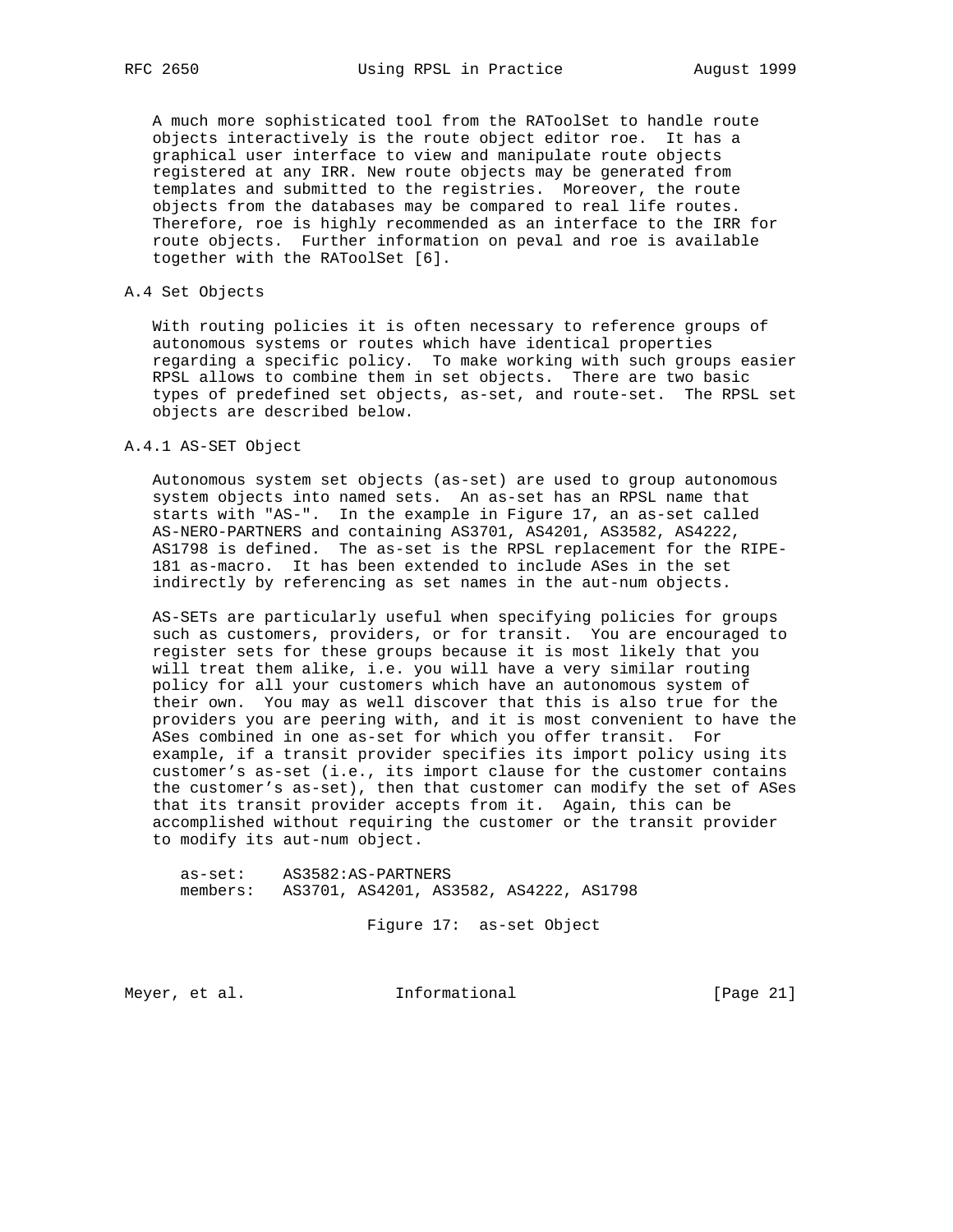A much more sophisticated tool from the RAToolSet to handle route objects interactively is the route object editor roe. It has a graphical user interface to view and manipulate route objects registered at any IRR. New route objects may be generated from templates and submitted to the registries. Moreover, the route objects from the databases may be compared to real life routes. Therefore, roe is highly recommended as an interface to the IRR for route objects. Further information on peval and roe is available together with the RAToolSet [6].

## A.4 Set Objects

With routing policies it is often necessary to reference groups of autonomous systems or routes which have identical properties regarding a specific policy. To make working with such groups easier RPSL allows to combine them in set objects. There are two basic types of predefined set objects, as-set, and route-set. The RPSL set objects are described below.

### A.4.1 AS-SET Object

Autonomous system set objects (as-set) are used to group autonomous system objects into named sets. An as-set has an RPSL name that starts with "AS-". In the example in Figure 17, an as-set called AS-NERO-PARTNERS and containing AS3701, AS4201, AS3582, AS4222, AS1798 is defined. The as-set is the RPSL replacement for the RIPE-181 as-macro. It has been extended to include ASes in the set indirectly by referencing as set names in the aut-num objects.

AS-SETs are particularly useful when specifying policies for groups such as customers, providers, or for transit. You are encouraged to register sets for these groups because it is most likely that you will treat them alike, i.e. you will have a very similar routing policy for all your customers which have an autonomous system of their own. You may as well discover that this is also true for the providers you are peering with, and it is most convenient to have the ASes combined in one as-set for which you offer transit. For example, if a transit provider specifies its import policy using its customer's as-set (i.e., its import clause for the customer contains the customer's as-set), then that customer can modify the set of ASes that its transit provider accepts from it. Again, this can be accomplished without requiring the customer or the transit provider to modify its aut-num object.

```
as-set:    AS3582:AS-PARTNERS
members:   AS3701, AS4201, AS3582, AS4222, AS1798
```

Figure 17: as-set Object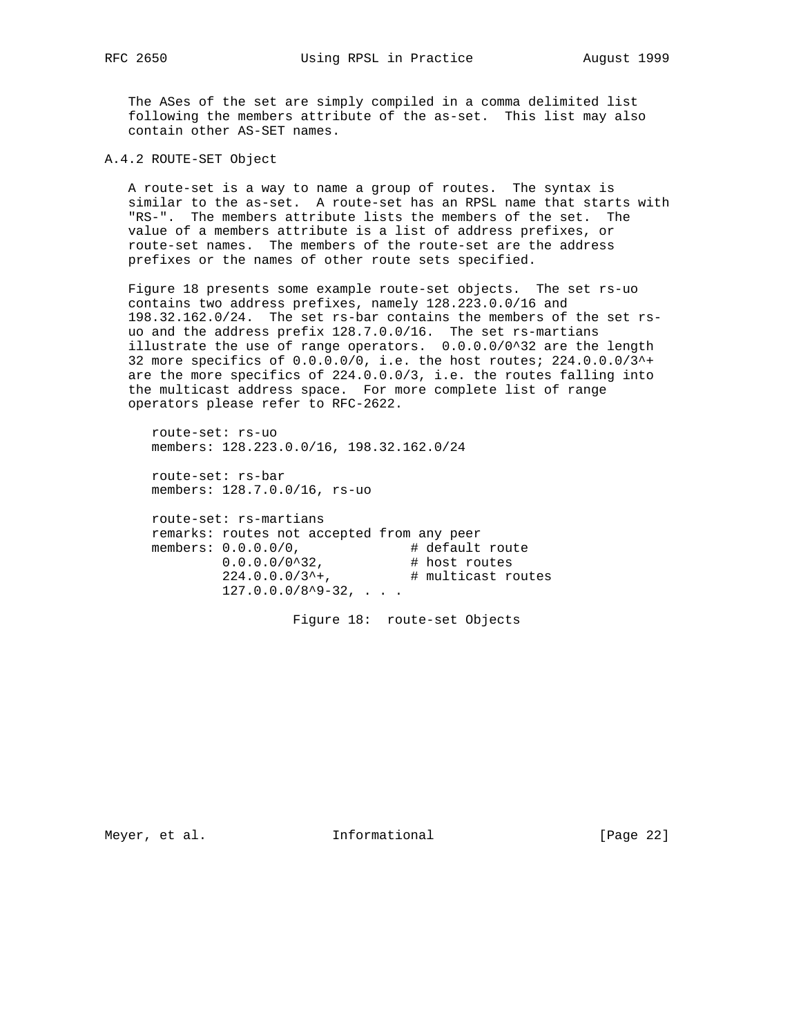The ASes of the set are simply compiled in a comma delimited list following the members attribute of the as-set. This list may also contain other AS-SET names.

### A.4.2 ROUTE-SET Object

A route-set is a way to name a group of routes. The syntax is similar to the as-set. A route-set has an RPSL name that starts with "RS-". The members attribute lists the members of the set. The value of a members attribute is a list of address prefixes, or route-set names. The members of the route-set are the address prefixes or the names of other route sets specified.

Figure 18 presents some example route-set objects. The set rs-uo contains two address prefixes, namely 128.223.0.0/16 and 198.32.162.0/24. The set rs-bar contains the members of the set rs-uo and the address prefix 128.7.0.0/16. The set rs-martians illustrate the use of range operators. 0.0.0.0/0^32 are the length 32 more specifics of 0.0.0.0/0, i.e. the host routes; 224.0.0.0/3^+ are the more specifics of 224.0.0.0/3, i.e. the routes falling into the multicast address space. For more complete list of range operators please refer to RFC-2622.

```
route-set: rs-uo
members: 128.223.0.0/16, 198.32.162.0/24

route-set: rs-bar
members: 128.7.0.0/16, rs-uo

route-set: rs-martians
remarks: routes not accepted from any peer
members: 0.0.0.0/0,              # default route
         0.0.0.0/0^32,           # host routes
         224.0.0.0/3^+,          # multicast routes
         127.0.0.0/8^9-32, . . .
```

Figure 18: route-set Objects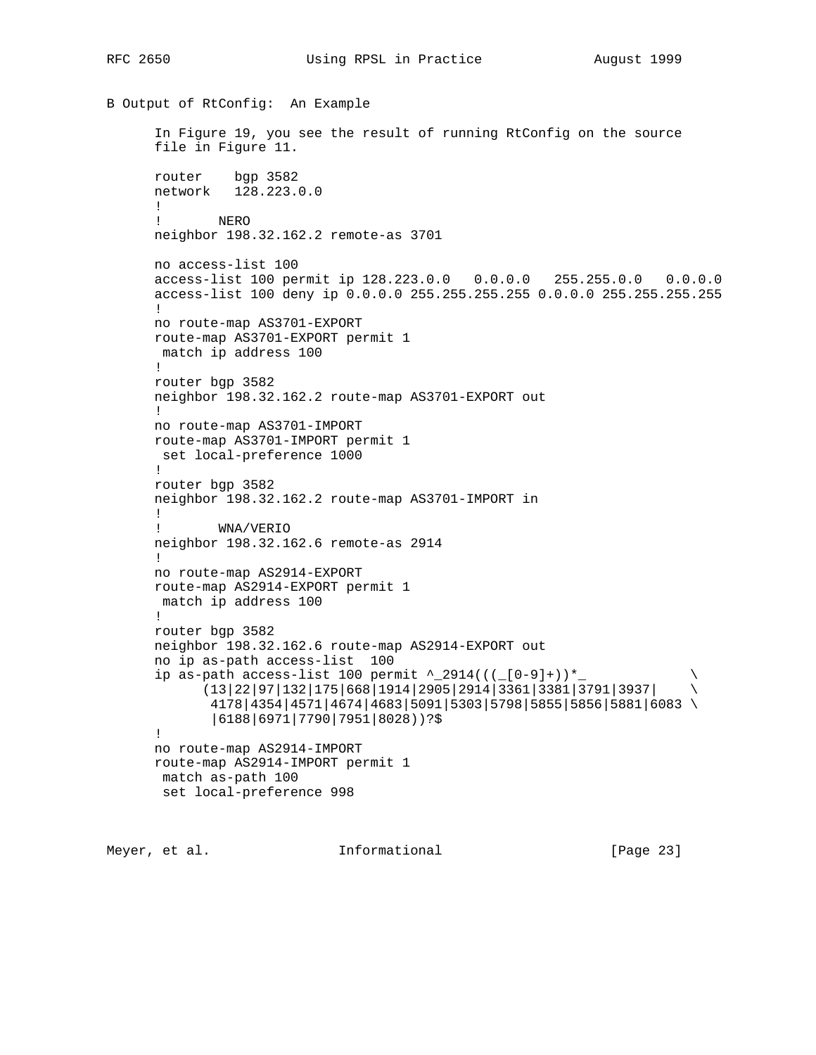## B Output of RtConfig: An Example

In Figure 19, you see the result of running RtConfig on the source file in Figure 11.

```
router    bgp 3582
network   128.223.0.0
!
!       NERO
neighbor 198.32.162.2 remote-as 3701

no access-list 100
access-list 100 permit ip 128.223.0.0   0.0.0.0   255.255.0.0   0.0.0.0
access-list 100 deny ip 0.0.0.0 255.255.255.255 0.0.0.0 255.255.255.255
!
no route-map AS3701-EXPORT
route-map AS3701-EXPORT permit 1
 match ip address 100
!
router bgp 3582
neighbor 198.32.162.2 route-map AS3701-EXPORT out
!
no route-map AS3701-IMPORT
route-map AS3701-IMPORT permit 1
 set local-preference 1000
!
router bgp 3582
neighbor 198.32.162.2 route-map AS3701-IMPORT in
!
!       WNA/VERIO
neighbor 198.32.162.6 remote-as 2914
!
no route-map AS2914-EXPORT
route-map AS2914-EXPORT permit 1
 match ip address 100
!
router bgp 3582
neighbor 198.32.162.6 route-map AS2914-EXPORT out
no ip as-path access-list  100
ip as-path access-list 100 permit ^_2914(((_[0-9]+))*_             \
      (13|22|97|132|175|668|1914|2905|2914|3361|3381|3791|3937|    \
       4178|4354|4571|4674|4683|5091|5303|5798|5855|5856|5881|6083 \
       |6188|6971|7790|7951|8028))?$
!
no route-map AS2914-IMPORT
route-map AS2914-IMPORT permit 1
 match as-path 100
 set local-preference 998
```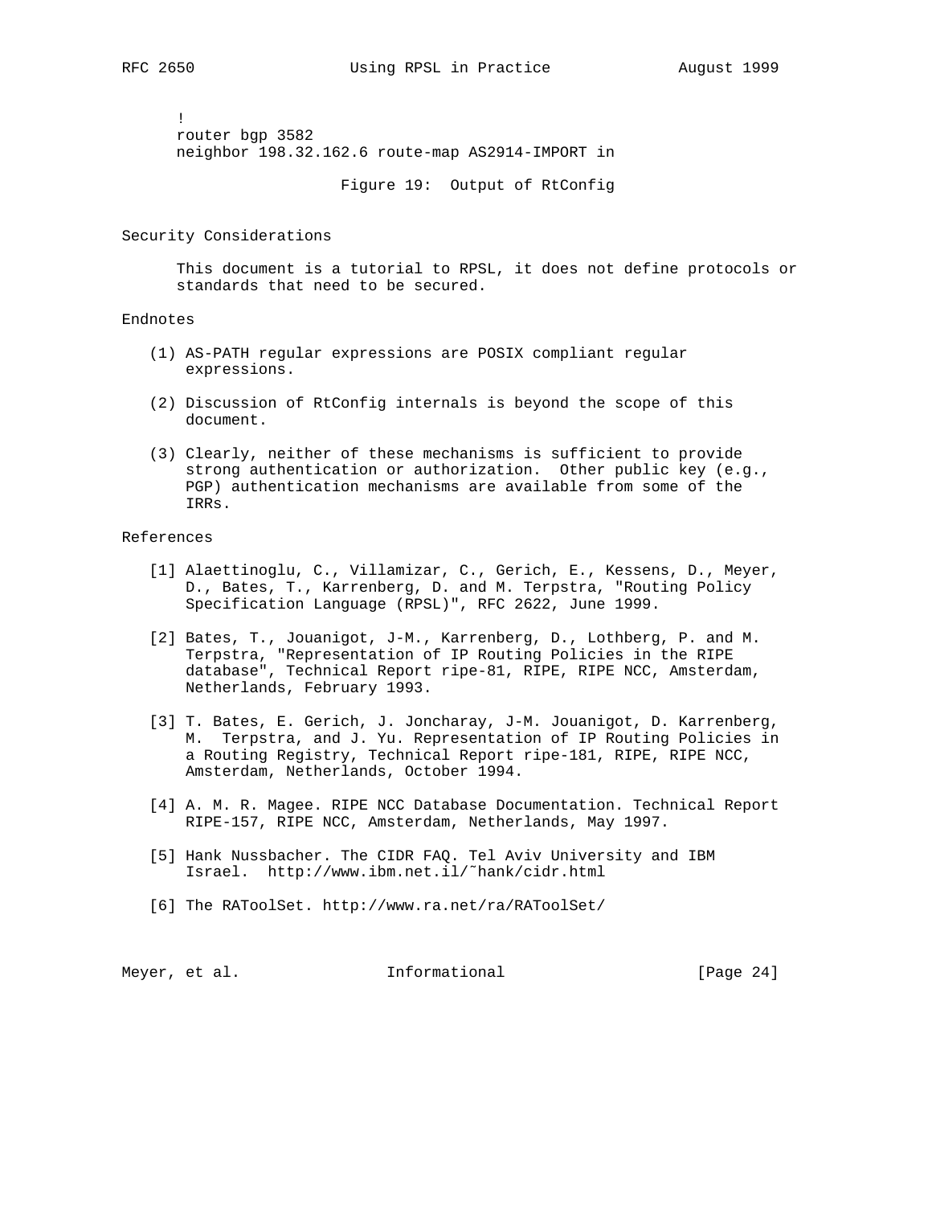```
!
router bgp 3582
neighbor 198.32.162.6 route-map AS2914-IMPORT in
```

Figure 19: Output of RtConfig

## Security Considerations

This document is a tutorial to RPSL, it does not define protocols or standards that need to be secured.

## Endnotes

(1) AS-PATH regular expressions are POSIX compliant regular expressions.

(2) Discussion of RtConfig internals is beyond the scope of this document.

(3) Clearly, neither of these mechanisms is sufficient to provide strong authentication or authorization. Other public key (e.g., PGP) authentication mechanisms are available from some of the IRRs.

## References

[1] Alaettinoglu, C., Villamizar, C., Gerich, E., Kessens, D., Meyer, D., Bates, T., Karrenberg, D. and M. Terpstra, "Routing Policy Specification Language (RPSL)", RFC 2622, June 1999.

[2] Bates, T., Jouanigot, J-M., Karrenberg, D., Lothberg, P. and M. Terpstra, "Representation of IP Routing Policies in the RIPE database", Technical Report ripe-81, RIPE, RIPE NCC, Amsterdam, Netherlands, February 1993.

[3] T. Bates, E. Gerich, J. Joncharay, J-M. Jouanigot, D. Karrenberg, M. Terpstra, and J. Yu. Representation of IP Routing Policies in a Routing Registry, Technical Report ripe-181, RIPE, RIPE NCC, Amsterdam, Netherlands, October 1994.

[4] A. M. R. Magee. RIPE NCC Database Documentation. Technical Report RIPE-157, RIPE NCC, Amsterdam, Netherlands, May 1997.

[5] Hank Nussbacher. The CIDR FAQ. Tel Aviv University and IBM Israel. http://www.ibm.net.il/~hank/cidr.html

[6] The RAToolSet. http://www.ra.net/ra/RAToolSet/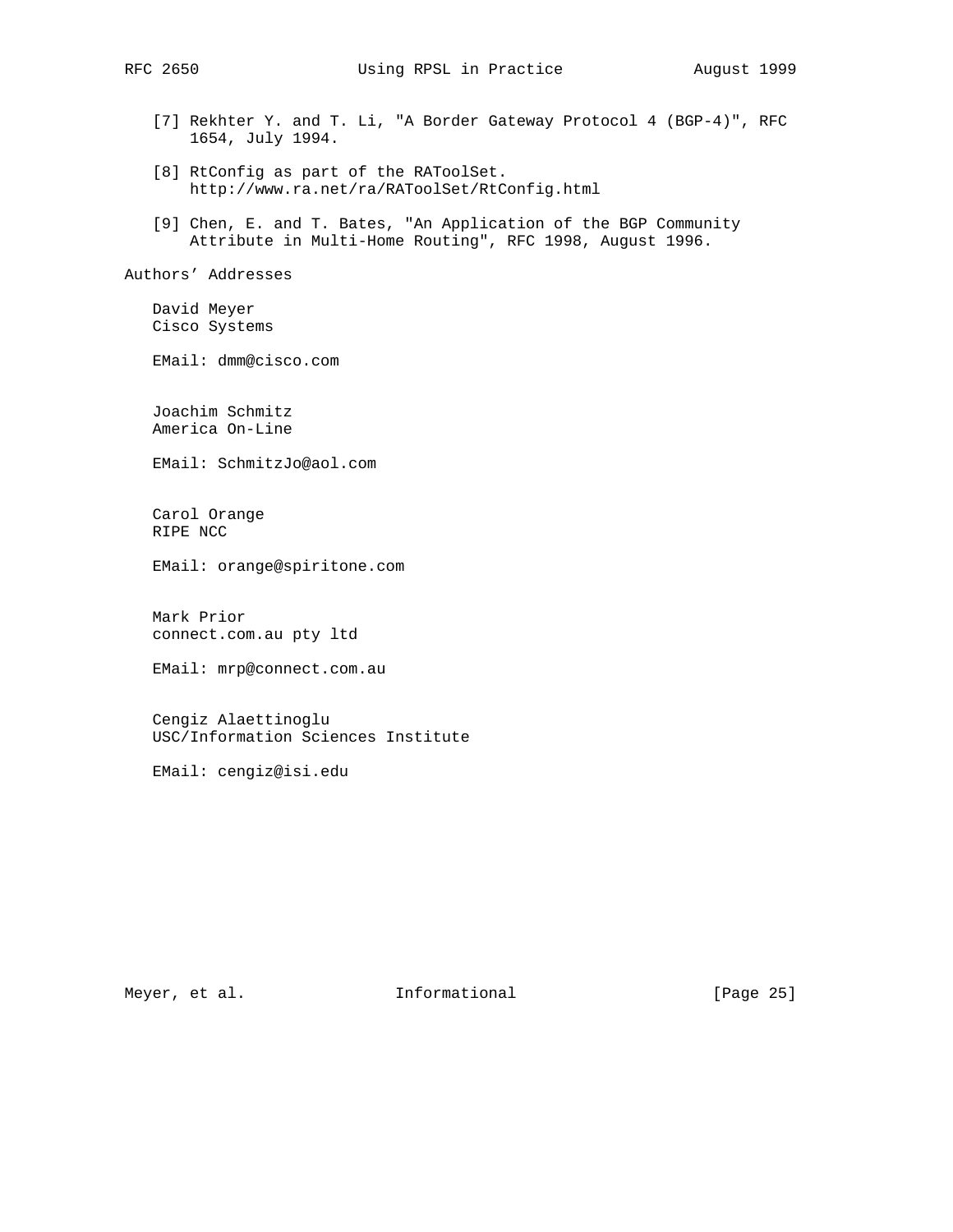[7] Rekhter Y. and T. Li, "A Border Gateway Protocol 4 (BGP-4)", RFC 1654, July 1994.

[8] RtConfig as part of the RAToolSet. http://www.ra.net/ra/RAToolSet/RtConfig.html

[9] Chen, E. and T. Bates, "An Application of the BGP Community Attribute in Multi-Home Routing", RFC 1998, August 1996.

## Authors' Addresses

David Meyer
Cisco Systems

EMail: dmm@cisco.com

Joachim Schmitz
America On-Line

EMail: SchmitzJo@aol.com

Carol Orange
RIPE NCC

EMail: orange@spiritone.com

Mark Prior
connect.com.au pty ltd

EMail: mrp@connect.com.au

Cengiz Alaettinoglu
USC/Information Sciences Institute

EMail: cengiz@isi.edu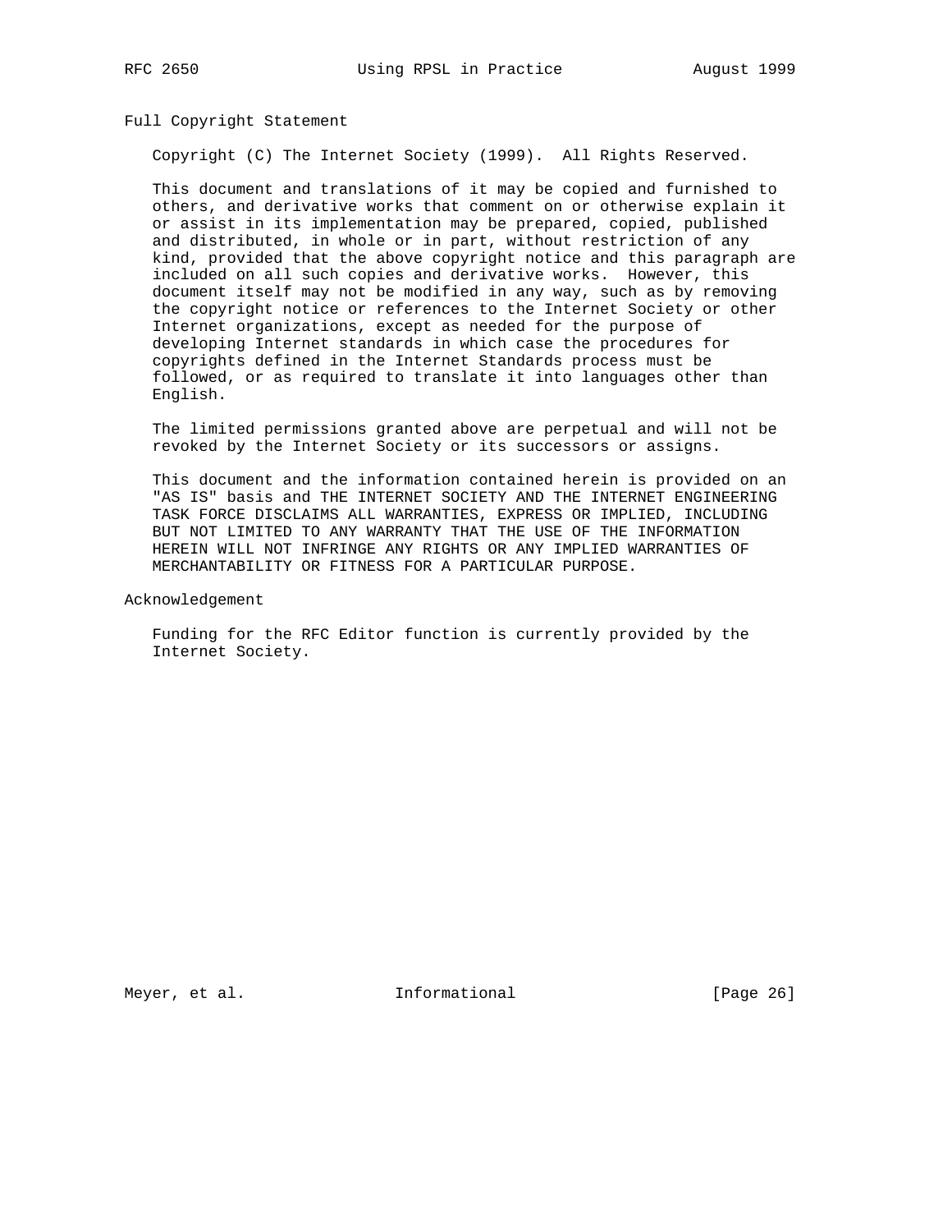## Full Copyright Statement

Copyright (C) The Internet Society (1999). All Rights Reserved.

This document and translations of it may be copied and furnished to others, and derivative works that comment on or otherwise explain it or assist in its implementation may be prepared, copied, published and distributed, in whole or in part, without restriction of any kind, provided that the above copyright notice and this paragraph are included on all such copies and derivative works. However, this document itself may not be modified in any way, such as by removing the copyright notice or references to the Internet Society or other Internet organizations, except as needed for the purpose of developing Internet standards in which case the procedures for copyrights defined in the Internet Standards process must be followed, or as required to translate it into languages other than English.

The limited permissions granted above are perpetual and will not be revoked by the Internet Society or its successors or assigns.

This document and the information contained herein is provided on an "AS IS" basis and THE INTERNET SOCIETY AND THE INTERNET ENGINEERING TASK FORCE DISCLAIMS ALL WARRANTIES, EXPRESS OR IMPLIED, INCLUDING BUT NOT LIMITED TO ANY WARRANTY THAT THE USE OF THE INFORMATION HEREIN WILL NOT INFRINGE ANY RIGHTS OR ANY IMPLIED WARRANTIES OF MERCHANTABILITY OR FITNESS FOR A PARTICULAR PURPOSE.

## Acknowledgement

Funding for the RFC Editor function is currently provided by the Internet Society.